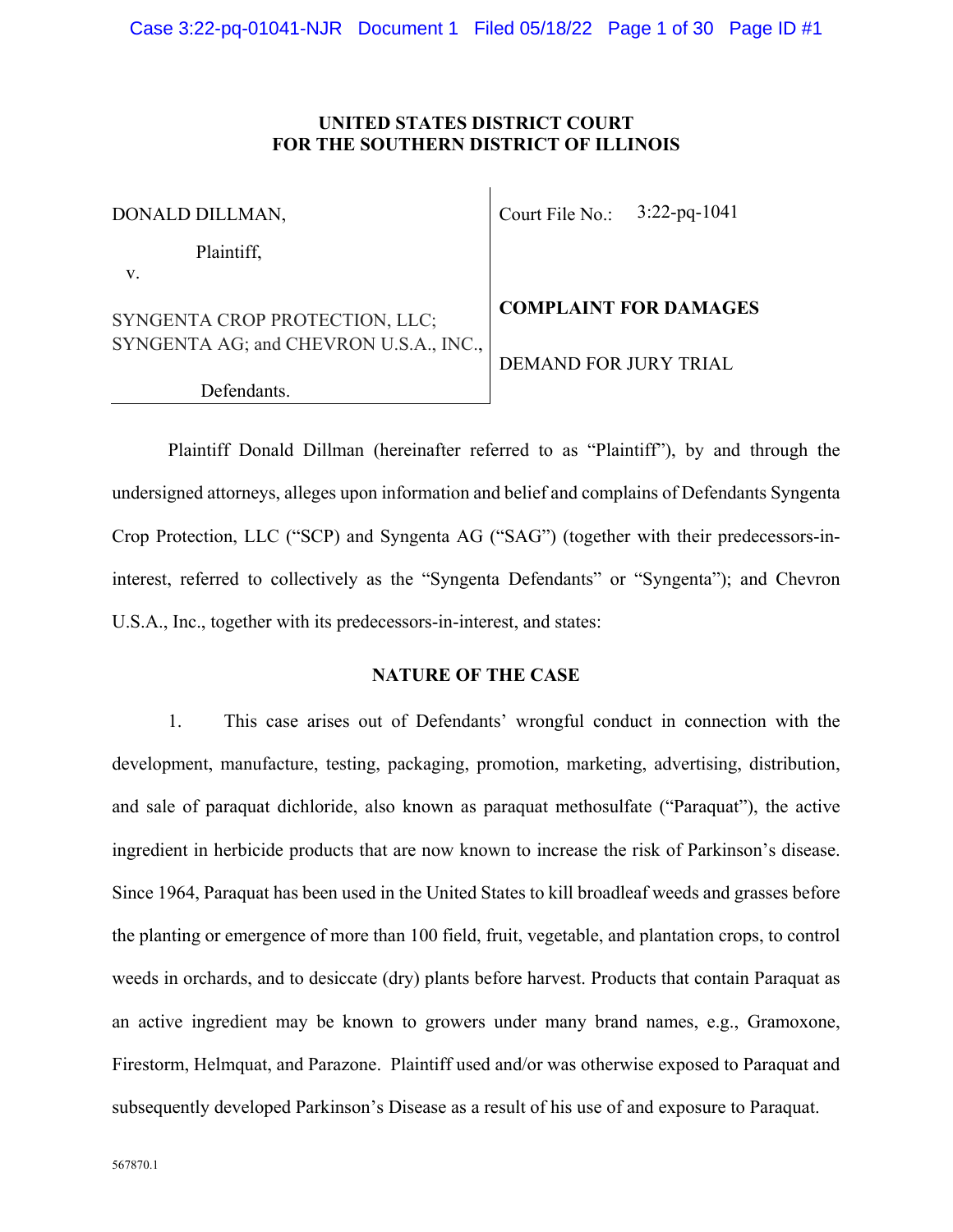# UNITED STATES DISTRICT COURT
# FOR THE SOUTHERN DISTRICT OF ILLINOIS

| | |
|---|---|
| DONALD DILLMAN,<br><br>Plaintiff,<br><br>v.<br><br>SYNGENTA CROP PROTECTION, LLC; SYNGENTA AG; and CHEVRON U.S.A., INC.,<br><br>Defendants. | Court File No.: 3:22-pq-1041<br><br>**COMPLAINT FOR DAMAGES**<br><br>DEMAND FOR JURY TRIAL |

Plaintiff Donald Dillman (hereinafter referred to as "Plaintiff"), by and through the undersigned attorneys, alleges upon information and belief and complains of Defendants Syngenta Crop Protection, LLC ("SCP) and Syngenta AG ("SAG") (together with their predecessors-in-interest, referred to collectively as the "Syngenta Defendants" or "Syngenta"); and Chevron U.S.A., Inc., together with its predecessors-in-interest, and states:

## NATURE OF THE CASE

1. This case arises out of Defendants' wrongful conduct in connection with the development, manufacture, testing, packaging, promotion, marketing, advertising, distribution, and sale of paraquat dichloride, also known as paraquat methosulfate ("Paraquat"), the active ingredient in herbicide products that are now known to increase the risk of Parkinson's disease. Since 1964, Paraquat has been used in the United States to kill broadleaf weeds and grasses before the planting or emergence of more than 100 field, fruit, vegetable, and plantation crops, to control weeds in orchards, and to desiccate (dry) plants before harvest. Products that contain Paraquat as an active ingredient may be known to growers under many brand names, e.g., Gramoxone, Firestorm, Helmquat, and Parazone. Plaintiff used and/or was otherwise exposed to Paraquat and subsequently developed Parkinson's Disease as a result of his use of and exposure to Paraquat.

567870.1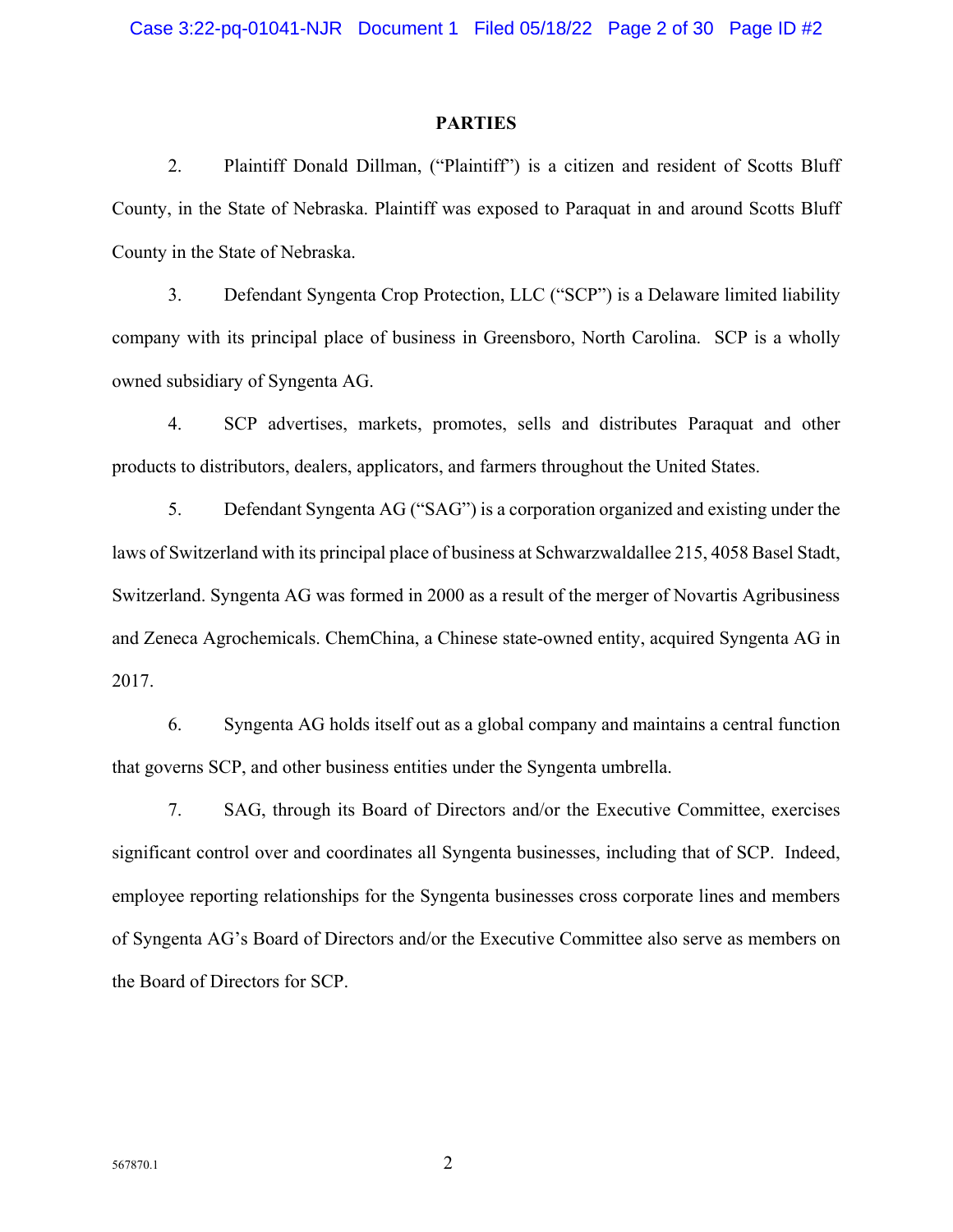## PARTIES

2. Plaintiff Donald Dillman, ("Plaintiff") is a citizen and resident of Scotts Bluff County, in the State of Nebraska. Plaintiff was exposed to Paraquat in and around Scotts Bluff County in the State of Nebraska.

3. Defendant Syngenta Crop Protection, LLC ("SCP") is a Delaware limited liability company with its principal place of business in Greensboro, North Carolina. SCP is a wholly owned subsidiary of Syngenta AG.

4. SCP advertises, markets, promotes, sells and distributes Paraquat and other products to distributors, dealers, applicators, and farmers throughout the United States.

5. Defendant Syngenta AG ("SAG") is a corporation organized and existing under the laws of Switzerland with its principal place of business at Schwarzwaldallee 215, 4058 Basel Stadt, Switzerland. Syngenta AG was formed in 2000 as a result of the merger of Novartis Agribusiness and Zeneca Agrochemicals. ChemChina, a Chinese state-owned entity, acquired Syngenta AG in 2017.

6. Syngenta AG holds itself out as a global company and maintains a central function that governs SCP, and other business entities under the Syngenta umbrella.

7. SAG, through its Board of Directors and/or the Executive Committee, exercises significant control over and coordinates all Syngenta businesses, including that of SCP. Indeed, employee reporting relationships for the Syngenta businesses cross corporate lines and members of Syngenta AG's Board of Directors and/or the Executive Committee also serve as members on the Board of Directors for SCP.

567870.1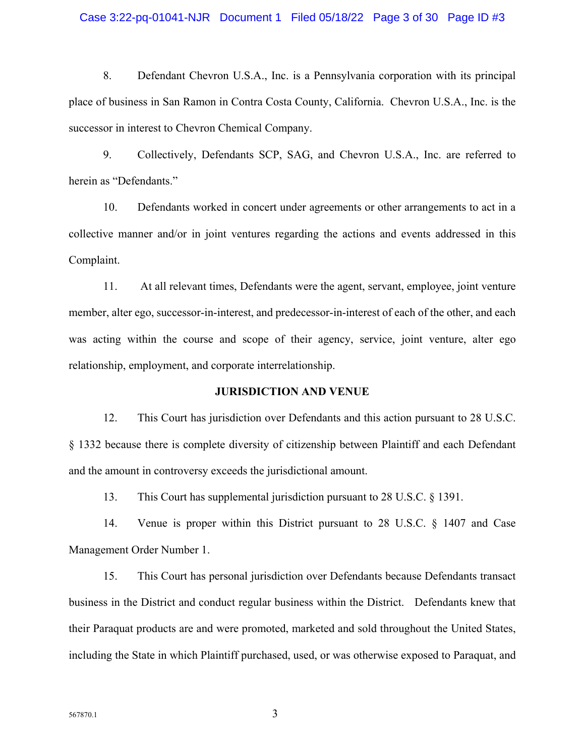8. Defendant Chevron U.S.A., Inc. is a Pennsylvania corporation with its principal place of business in San Ramon in Contra Costa County, California. Chevron U.S.A., Inc. is the successor in interest to Chevron Chemical Company.

9. Collectively, Defendants SCP, SAG, and Chevron U.S.A., Inc. are referred to herein as "Defendants."

10. Defendants worked in concert under agreements or other arrangements to act in a collective manner and/or in joint ventures regarding the actions and events addressed in this Complaint.

11. At all relevant times, Defendants were the agent, servant, employee, joint venture member, alter ego, successor-in-interest, and predecessor-in-interest of each of the other, and each was acting within the course and scope of their agency, service, joint venture, alter ego relationship, employment, and corporate interrelationship.

**JURISDICTION AND VENUE**

12. This Court has jurisdiction over Defendants and this action pursuant to 28 U.S.C. § 1332 because there is complete diversity of citizenship between Plaintiff and each Defendant and the amount in controversy exceeds the jurisdictional amount.

13. This Court has supplemental jurisdiction pursuant to 28 U.S.C. § 1391.

14. Venue is proper within this District pursuant to 28 U.S.C. § 1407 and Case Management Order Number 1.

15. This Court has personal jurisdiction over Defendants because Defendants transact business in the District and conduct regular business within the District. Defendants knew that their Paraquat products are and were promoted, marketed and sold throughout the United States, including the State in which Plaintiff purchased, used, or was otherwise exposed to Paraquat, and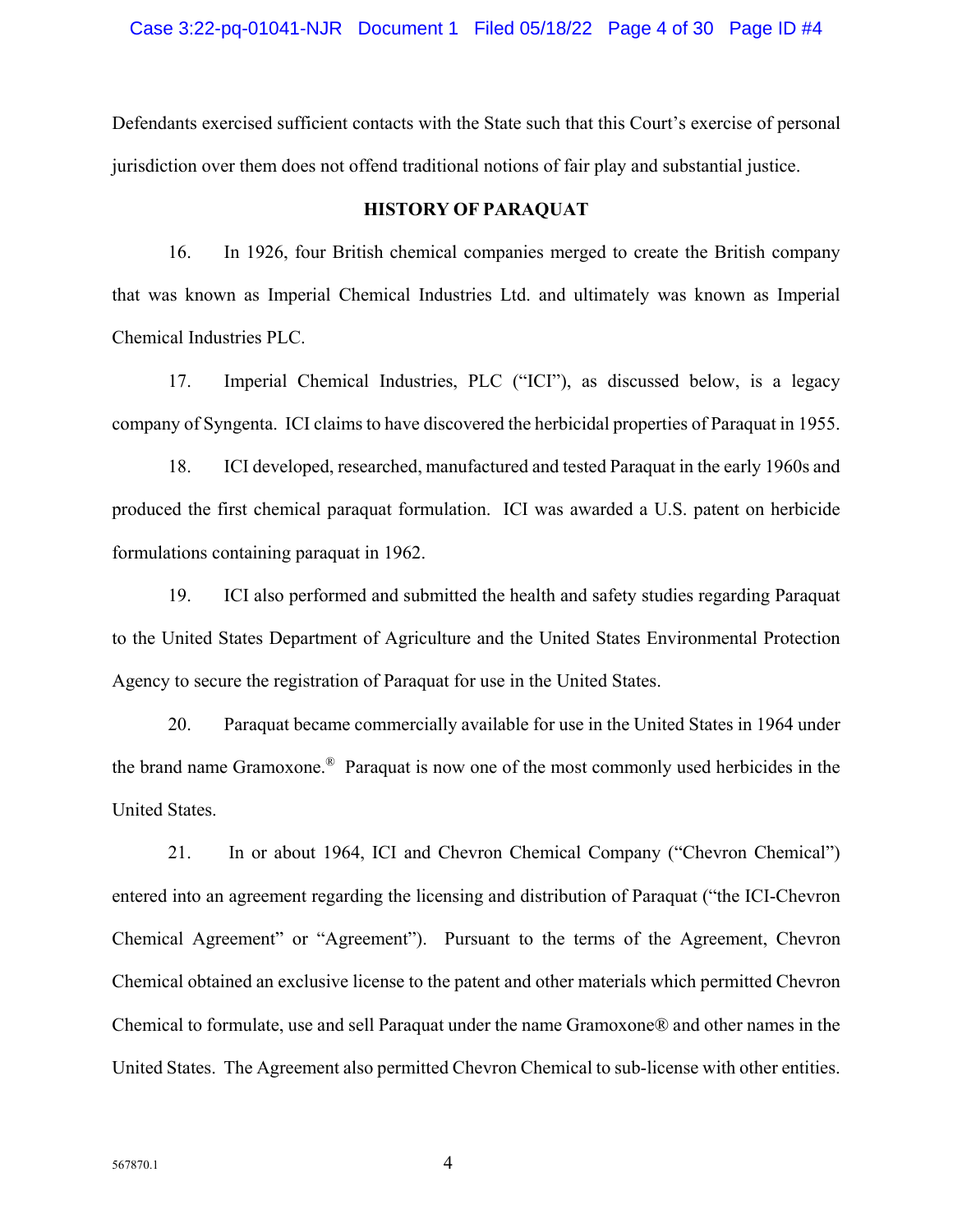Defendants exercised sufficient contacts with the State such that this Court's exercise of personal jurisdiction over them does not offend traditional notions of fair play and substantial justice.

## HISTORY OF PARAQUAT

16. In 1926, four British chemical companies merged to create the British company that was known as Imperial Chemical Industries Ltd. and ultimately was known as Imperial Chemical Industries PLC.

17. Imperial Chemical Industries, PLC ("ICI"), as discussed below, is a legacy company of Syngenta. ICI claims to have discovered the herbicidal properties of Paraquat in 1955.

18. ICI developed, researched, manufactured and tested Paraquat in the early 1960s and produced the first chemical paraquat formulation. ICI was awarded a U.S. patent on herbicide formulations containing paraquat in 1962.

19. ICI also performed and submitted the health and safety studies regarding Paraquat to the United States Department of Agriculture and the United States Environmental Protection Agency to secure the registration of Paraquat for use in the United States.

20. Paraquat became commercially available for use in the United States in 1964 under the brand name Gramoxone.® Paraquat is now one of the most commonly used herbicides in the United States.

21. In or about 1964, ICI and Chevron Chemical Company ("Chevron Chemical") entered into an agreement regarding the licensing and distribution of Paraquat ("the ICI-Chevron Chemical Agreement" or "Agreement"). Pursuant to the terms of the Agreement, Chevron Chemical obtained an exclusive license to the patent and other materials which permitted Chevron Chemical to formulate, use and sell Paraquat under the name Gramoxone® and other names in the United States. The Agreement also permitted Chevron Chemical to sub-license with other entities.

567870.1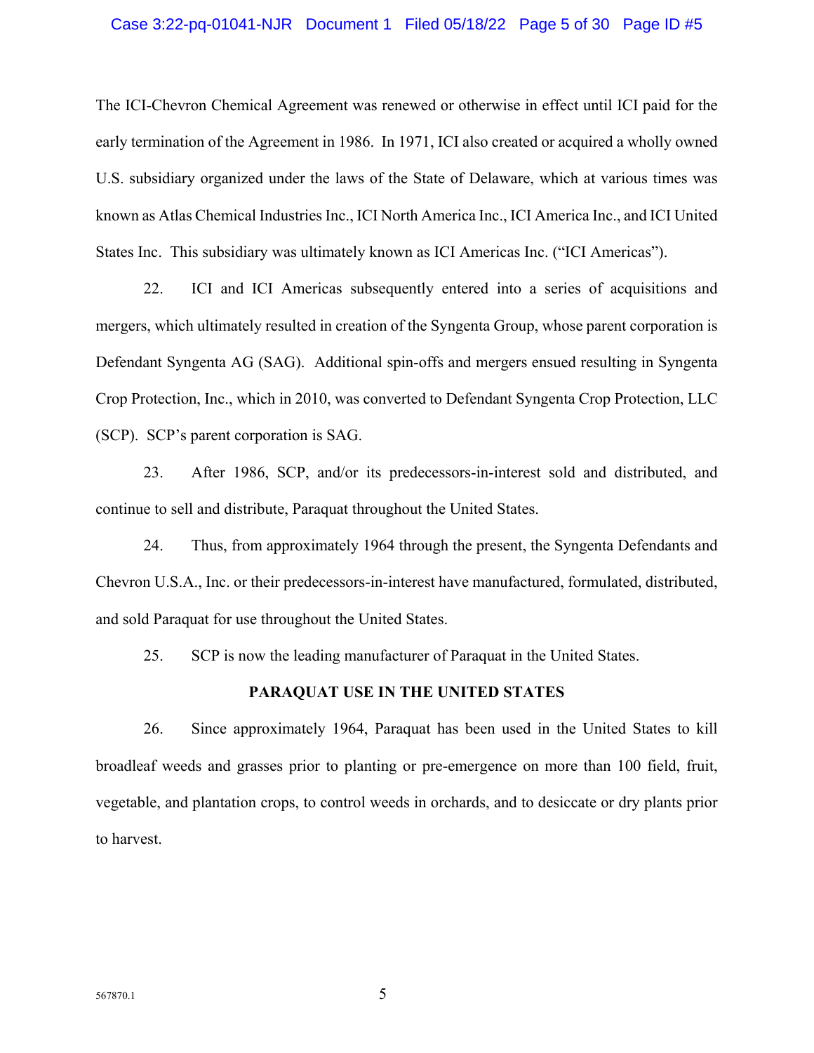The ICI-Chevron Chemical Agreement was renewed or otherwise in effect until ICI paid for the early termination of the Agreement in 1986. In 1971, ICI also created or acquired a wholly owned U.S. subsidiary organized under the laws of the State of Delaware, which at various times was known as Atlas Chemical Industries Inc., ICI North America Inc., ICI America Inc., and ICI United States Inc. This subsidiary was ultimately known as ICI Americas Inc. ("ICI Americas").

22. ICI and ICI Americas subsequently entered into a series of acquisitions and mergers, which ultimately resulted in creation of the Syngenta Group, whose parent corporation is Defendant Syngenta AG (SAG). Additional spin-offs and mergers ensued resulting in Syngenta Crop Protection, Inc., which in 2010, was converted to Defendant Syngenta Crop Protection, LLC (SCP). SCP's parent corporation is SAG.

23. After 1986, SCP, and/or its predecessors-in-interest sold and distributed, and continue to sell and distribute, Paraquat throughout the United States.

24. Thus, from approximately 1964 through the present, the Syngenta Defendants and Chevron U.S.A., Inc. or their predecessors-in-interest have manufactured, formulated, distributed, and sold Paraquat for use throughout the United States.

25. SCP is now the leading manufacturer of Paraquat in the United States.

## PARAQUAT USE IN THE UNITED STATES

26. Since approximately 1964, Paraquat has been used in the United States to kill broadleaf weeds and grasses prior to planting or pre-emergence on more than 100 field, fruit, vegetable, and plantation crops, to control weeds in orchards, and to desiccate or dry plants prior to harvest.

567870.1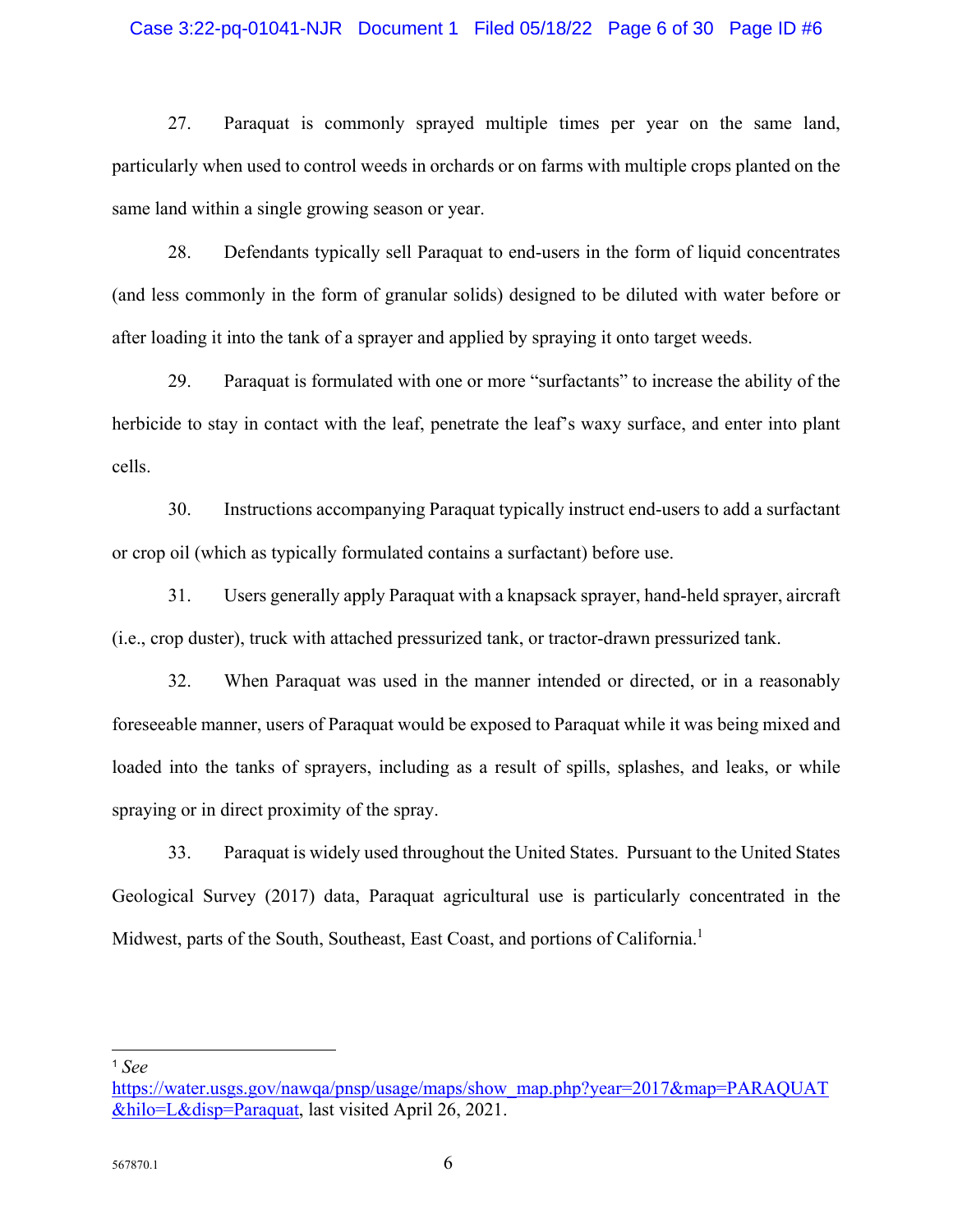27. Paraquat is commonly sprayed multiple times per year on the same land, particularly when used to control weeds in orchards or on farms with multiple crops planted on the same land within a single growing season or year.

28. Defendants typically sell Paraquat to end-users in the form of liquid concentrates (and less commonly in the form of granular solids) designed to be diluted with water before or after loading it into the tank of a sprayer and applied by spraying it onto target weeds.

29. Paraquat is formulated with one or more "surfactants" to increase the ability of the herbicide to stay in contact with the leaf, penetrate the leaf's waxy surface, and enter into plant cells.

30. Instructions accompanying Paraquat typically instruct end-users to add a surfactant or crop oil (which as typically formulated contains a surfactant) before use.

31. Users generally apply Paraquat with a knapsack sprayer, hand-held sprayer, aircraft (i.e., crop duster), truck with attached pressurized tank, or tractor-drawn pressurized tank.

32. When Paraquat was used in the manner intended or directed, or in a reasonably foreseeable manner, users of Paraquat would be exposed to Paraquat while it was being mixed and loaded into the tanks of sprayers, including as a result of spills, splashes, and leaks, or while spraying or in direct proximity of the spray.

33. Paraquat is widely used throughout the United States. Pursuant to the United States Geological Survey (2017) data, Paraquat agricultural use is particularly concentrated in the Midwest, parts of the South, Southeast, East Coast, and portions of California.[1]

---

[1] *See* https://water.usgs.gov/nawqa/pnsp/usage/maps/show_map.php?year=2017&map=PARAQUAT&hilo=L&disp=Paraquat, last visited April 26, 2021.

567870.1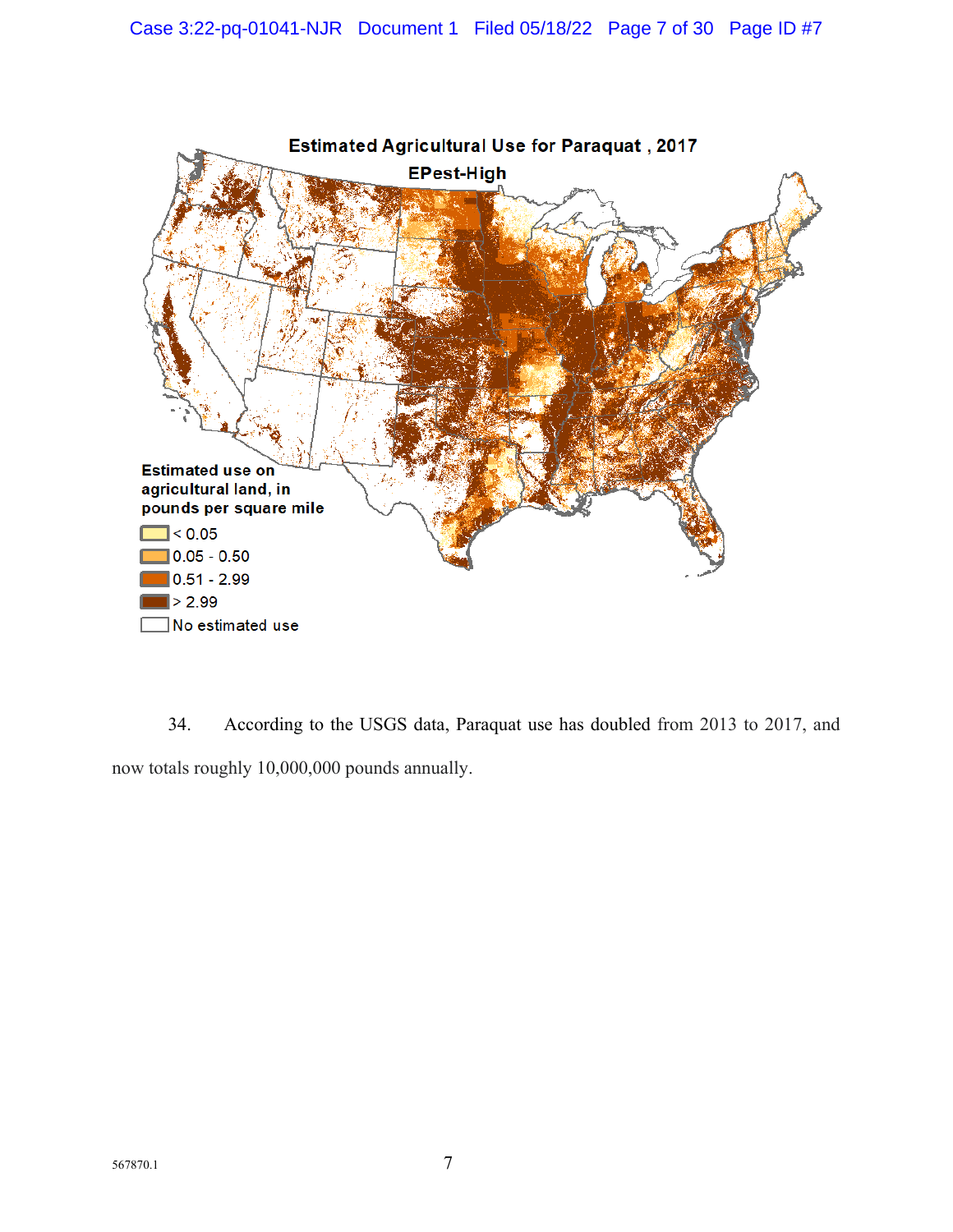**Estimated Agricultural Use for Paraquat , 2017**

**EPest-High**

**Estimated use on agricultural land, in pounds per square mile**

- < 0.05
- 0.05 - 0.50
- 0.51 - 2.99
- > 2.99
- No estimated use

34. According to the USGS data, Paraquat use has doubled from 2013 to 2017, and now totals roughly 10,000,000 pounds annually.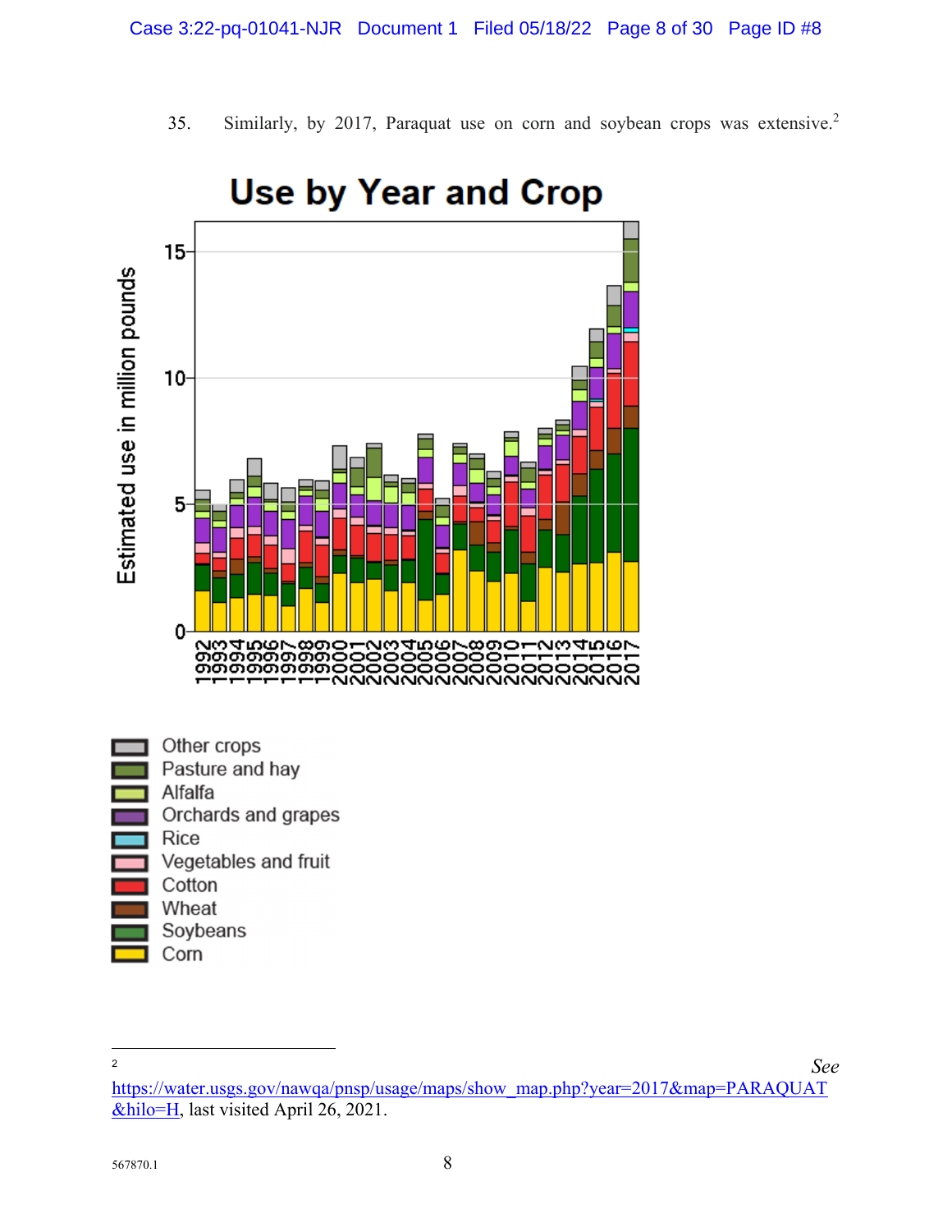35. Similarly, by 2017, Paraquat use on corn and soybean crops was extensive.[2]

---

[2] *See* https://water.usgs.gov/nawqa/pnsp/usage/maps/show_map.php?year=2017&map=PARAQUAT&hilo=H, last visited April 26, 2021.

567870.1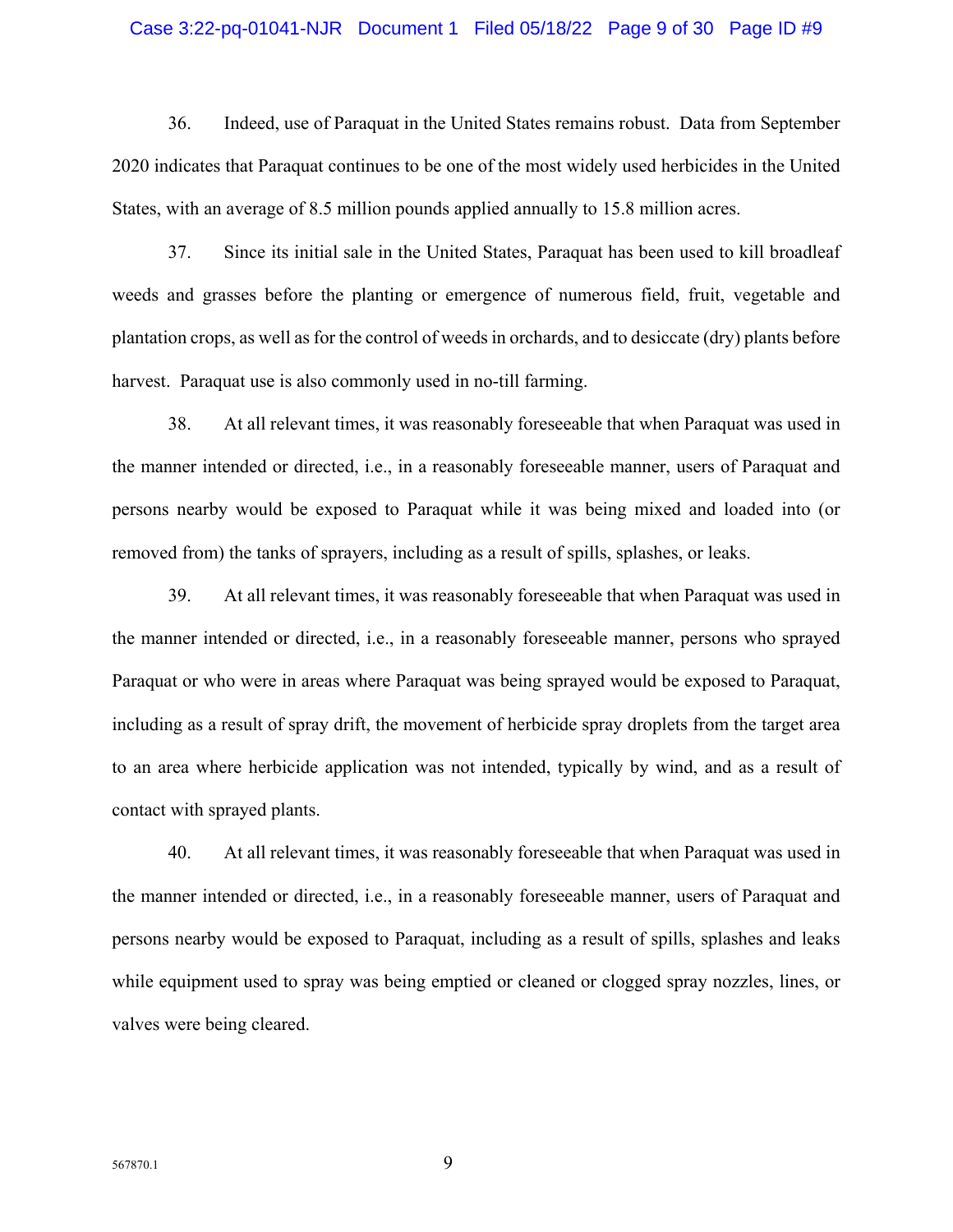36. Indeed, use of Paraquat in the United States remains robust. Data from September 2020 indicates that Paraquat continues to be one of the most widely used herbicides in the United States, with an average of 8.5 million pounds applied annually to 15.8 million acres.

37. Since its initial sale in the United States, Paraquat has been used to kill broadleaf weeds and grasses before the planting or emergence of numerous field, fruit, vegetable and plantation crops, as well as for the control of weeds in orchards, and to desiccate (dry) plants before harvest. Paraquat use is also commonly used in no-till farming.

38. At all relevant times, it was reasonably foreseeable that when Paraquat was used in the manner intended or directed, i.e., in a reasonably foreseeable manner, users of Paraquat and persons nearby would be exposed to Paraquat while it was being mixed and loaded into (or removed from) the tanks of sprayers, including as a result of spills, splashes, or leaks.

39. At all relevant times, it was reasonably foreseeable that when Paraquat was used in the manner intended or directed, i.e., in a reasonably foreseeable manner, persons who sprayed Paraquat or who were in areas where Paraquat was being sprayed would be exposed to Paraquat, including as a result of spray drift, the movement of herbicide spray droplets from the target area to an area where herbicide application was not intended, typically by wind, and as a result of contact with sprayed plants.

40. At all relevant times, it was reasonably foreseeable that when Paraquat was used in the manner intended or directed, i.e., in a reasonably foreseeable manner, users of Paraquat and persons nearby would be exposed to Paraquat, including as a result of spills, splashes and leaks while equipment used to spray was being emptied or cleaned or clogged spray nozzles, lines, or valves were being cleared.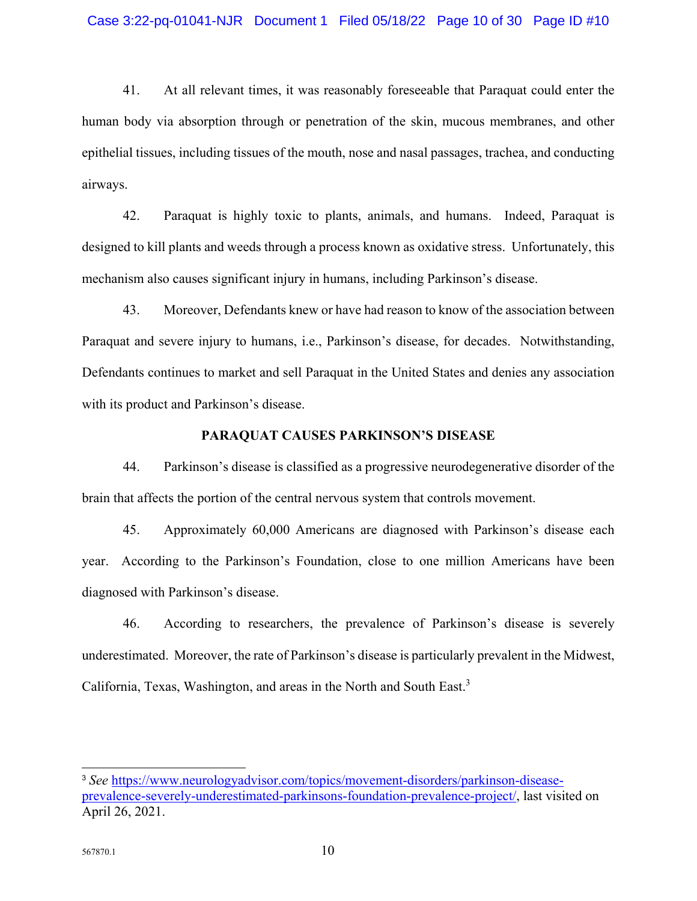41. At all relevant times, it was reasonably foreseeable that Paraquat could enter the human body via absorption through or penetration of the skin, mucous membranes, and other epithelial tissues, including tissues of the mouth, nose and nasal passages, trachea, and conducting airways.

42. Paraquat is highly toxic to plants, animals, and humans. Indeed, Paraquat is designed to kill plants and weeds through a process known as oxidative stress. Unfortunately, this mechanism also causes significant injury in humans, including Parkinson's disease.

43. Moreover, Defendants knew or have had reason to know of the association between Paraquat and severe injury to humans, i.e., Parkinson's disease, for decades. Notwithstanding, Defendants continues to market and sell Paraquat in the United States and denies any association with its product and Parkinson's disease.

**PARAQUAT CAUSES PARKINSON'S DISEASE**

44. Parkinson's disease is classified as a progressive neurodegenerative disorder of the brain that affects the portion of the central nervous system that controls movement.

45. Approximately 60,000 Americans are diagnosed with Parkinson's disease each year. According to the Parkinson's Foundation, close to one million Americans have been diagnosed with Parkinson's disease.

46. According to researchers, the prevalence of Parkinson's disease is severely underestimated. Moreover, the rate of Parkinson's disease is particularly prevalent in the Midwest, California, Texas, Washington, and areas in the North and South East.[3]

---

[3] *See* https://www.neurologyadvisor.com/topics/movement-disorders/parkinson-disease-prevalence-severely-underestimated-parkinsons-foundation-prevalence-project/, last visited on April 26, 2021.

567870.1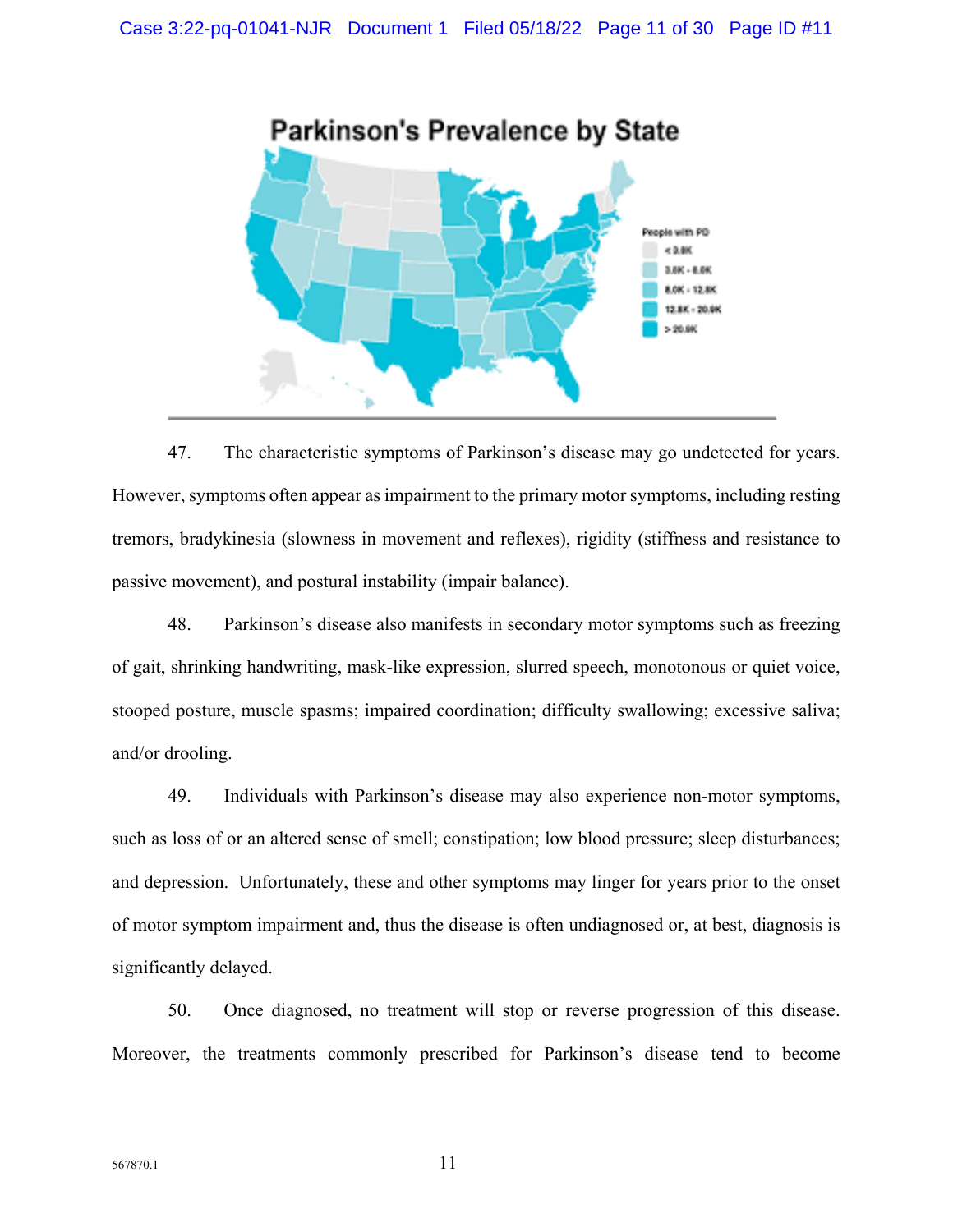Parkinson's Prevalence by State

People with PD

< 3.8K

3.8K - 8.0K

8.0K - 12.8K

12.8K - 20.9K

> 20.9K

47. The characteristic symptoms of Parkinson's disease may go undetected for years. However, symptoms often appear as impairment to the primary motor symptoms, including resting tremors, bradykinesia (slowness in movement and reflexes), rigidity (stiffness and resistance to passive movement), and postural instability (impair balance).

48. Parkinson's disease also manifests in secondary motor symptoms such as freezing of gait, shrinking handwriting, mask-like expression, slurred speech, monotonous or quiet voice, stooped posture, muscle spasms; impaired coordination; difficulty swallowing; excessive saliva; and/or drooling.

49. Individuals with Parkinson's disease may also experience non-motor symptoms, such as loss of or an altered sense of smell; constipation; low blood pressure; sleep disturbances; and depression. Unfortunately, these and other symptoms may linger for years prior to the onset of motor symptom impairment and, thus the disease is often undiagnosed or, at best, diagnosis is significantly delayed.

50. Once diagnosed, no treatment will stop or reverse progression of this disease. Moreover, the treatments commonly prescribed for Parkinson's disease tend to become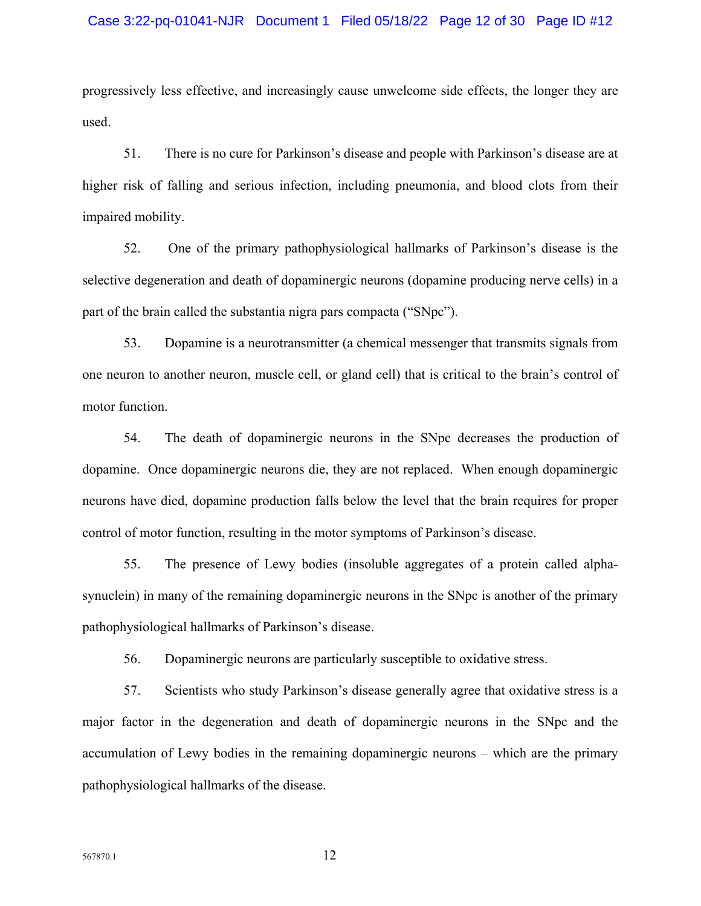progressively less effective, and increasingly cause unwelcome side effects, the longer they are used.

51. There is no cure for Parkinson's disease and people with Parkinson's disease are at higher risk of falling and serious infection, including pneumonia, and blood clots from their impaired mobility.

52. One of the primary pathophysiological hallmarks of Parkinson's disease is the selective degeneration and death of dopaminergic neurons (dopamine producing nerve cells) in a part of the brain called the substantia nigra pars compacta ("SNpc").

53. Dopamine is a neurotransmitter (a chemical messenger that transmits signals from one neuron to another neuron, muscle cell, or gland cell) that is critical to the brain's control of motor function.

54. The death of dopaminergic neurons in the SNpc decreases the production of dopamine. Once dopaminergic neurons die, they are not replaced. When enough dopaminergic neurons have died, dopamine production falls below the level that the brain requires for proper control of motor function, resulting in the motor symptoms of Parkinson's disease.

55. The presence of Lewy bodies (insoluble aggregates of a protein called alpha-synuclein) in many of the remaining dopaminergic neurons in the SNpc is another of the primary pathophysiological hallmarks of Parkinson's disease.

56. Dopaminergic neurons are particularly susceptible to oxidative stress.

57. Scientists who study Parkinson's disease generally agree that oxidative stress is a major factor in the degeneration and death of dopaminergic neurons in the SNpc and the accumulation of Lewy bodies in the remaining dopaminergic neurons – which are the primary pathophysiological hallmarks of the disease.

567870.1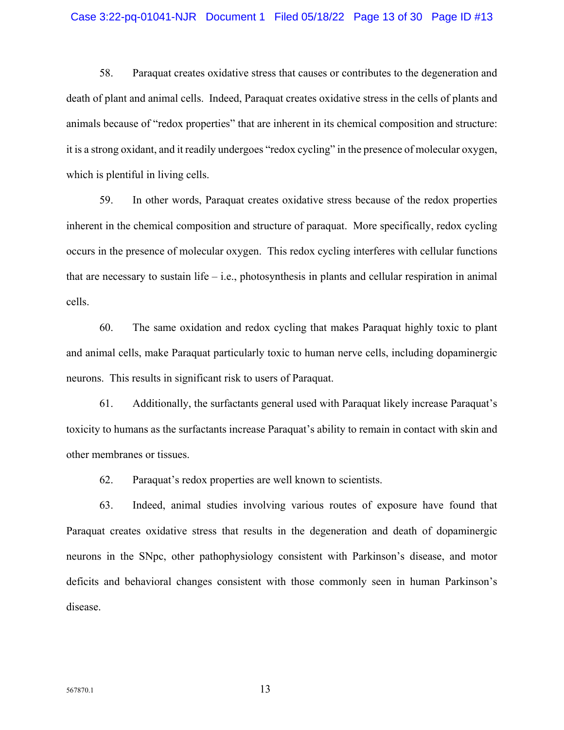58. Paraquat creates oxidative stress that causes or contributes to the degeneration and death of plant and animal cells. Indeed, Paraquat creates oxidative stress in the cells of plants and animals because of "redox properties" that are inherent in its chemical composition and structure: it is a strong oxidant, and it readily undergoes "redox cycling" in the presence of molecular oxygen, which is plentiful in living cells.

59. In other words, Paraquat creates oxidative stress because of the redox properties inherent in the chemical composition and structure of paraquat. More specifically, redox cycling occurs in the presence of molecular oxygen. This redox cycling interferes with cellular functions that are necessary to sustain life – i.e., photosynthesis in plants and cellular respiration in animal cells.

60. The same oxidation and redox cycling that makes Paraquat highly toxic to plant and animal cells, make Paraquat particularly toxic to human nerve cells, including dopaminergic neurons. This results in significant risk to users of Paraquat.

61. Additionally, the surfactants general used with Paraquat likely increase Paraquat's toxicity to humans as the surfactants increase Paraquat's ability to remain in contact with skin and other membranes or tissues.

62. Paraquat's redox properties are well known to scientists.

63. Indeed, animal studies involving various routes of exposure have found that Paraquat creates oxidative stress that results in the degeneration and death of dopaminergic neurons in the SNpc, other pathophysiology consistent with Parkinson's disease, and motor deficits and behavioral changes consistent with those commonly seen in human Parkinson's disease.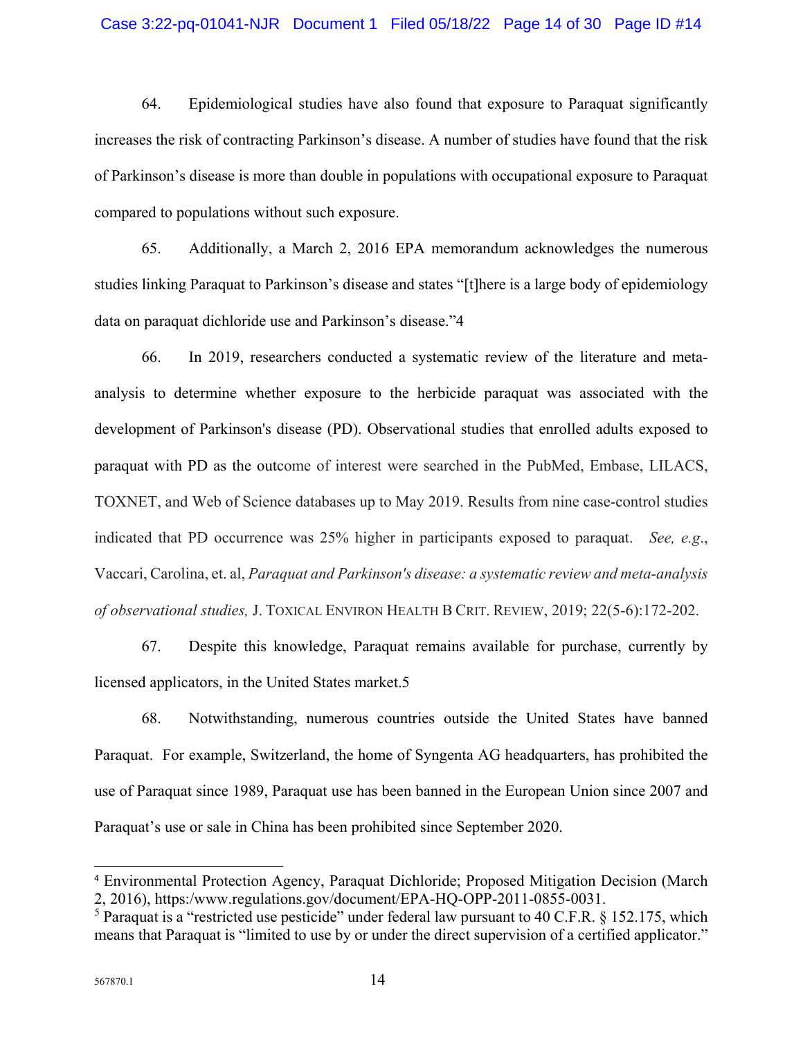64. Epidemiological studies have also found that exposure to Paraquat significantly increases the risk of contracting Parkinson's disease. A number of studies have found that the risk of Parkinson's disease is more than double in populations with occupational exposure to Paraquat compared to populations without such exposure.

65. Additionally, a March 2, 2016 EPA memorandum acknowledges the numerous studies linking Paraquat to Parkinson's disease and states "[t]here is a large body of epidemiology data on paraquat dichloride use and Parkinson's disease."[4]

66. In 2019, researchers conducted a systematic review of the literature and meta-analysis to determine whether exposure to the herbicide paraquat was associated with the development of Parkinson's disease (PD). Observational studies that enrolled adults exposed to paraquat with PD as the outcome of interest were searched in the PubMed, Embase, LILACS, TOXNET, and Web of Science databases up to May 2019. Results from nine case-control studies indicated that PD occurrence was 25% higher in participants exposed to paraquat. *See, e.g.*, Vaccari, Carolina, et. al, *Paraquat and Parkinson's disease: a systematic review and meta-analysis of observational studies,* J. TOXICAL ENVIRON HEALTH B CRIT. REVIEW, 2019; 22(5-6):172-202.

67. Despite this knowledge, Paraquat remains available for purchase, currently by licensed applicators, in the United States market.[5]

68. Notwithstanding, numerous countries outside the United States have banned Paraquat. For example, Switzerland, the home of Syngenta AG headquarters, has prohibited the use of Paraquat since 1989, Paraquat use has been banned in the European Union since 2007 and Paraquat's use or sale in China has been prohibited since September 2020.

---

[4] Environmental Protection Agency, Paraquat Dichloride; Proposed Mitigation Decision (March 2, 2016), https:/www.regulations.gov/document/EPA-HQ-OPP-2011-0855-0031.

[5] Paraquat is a "restricted use pesticide" under federal law pursuant to 40 C.F.R. § 152.175, which means that Paraquat is "limited to use by or under the direct supervision of a certified applicator."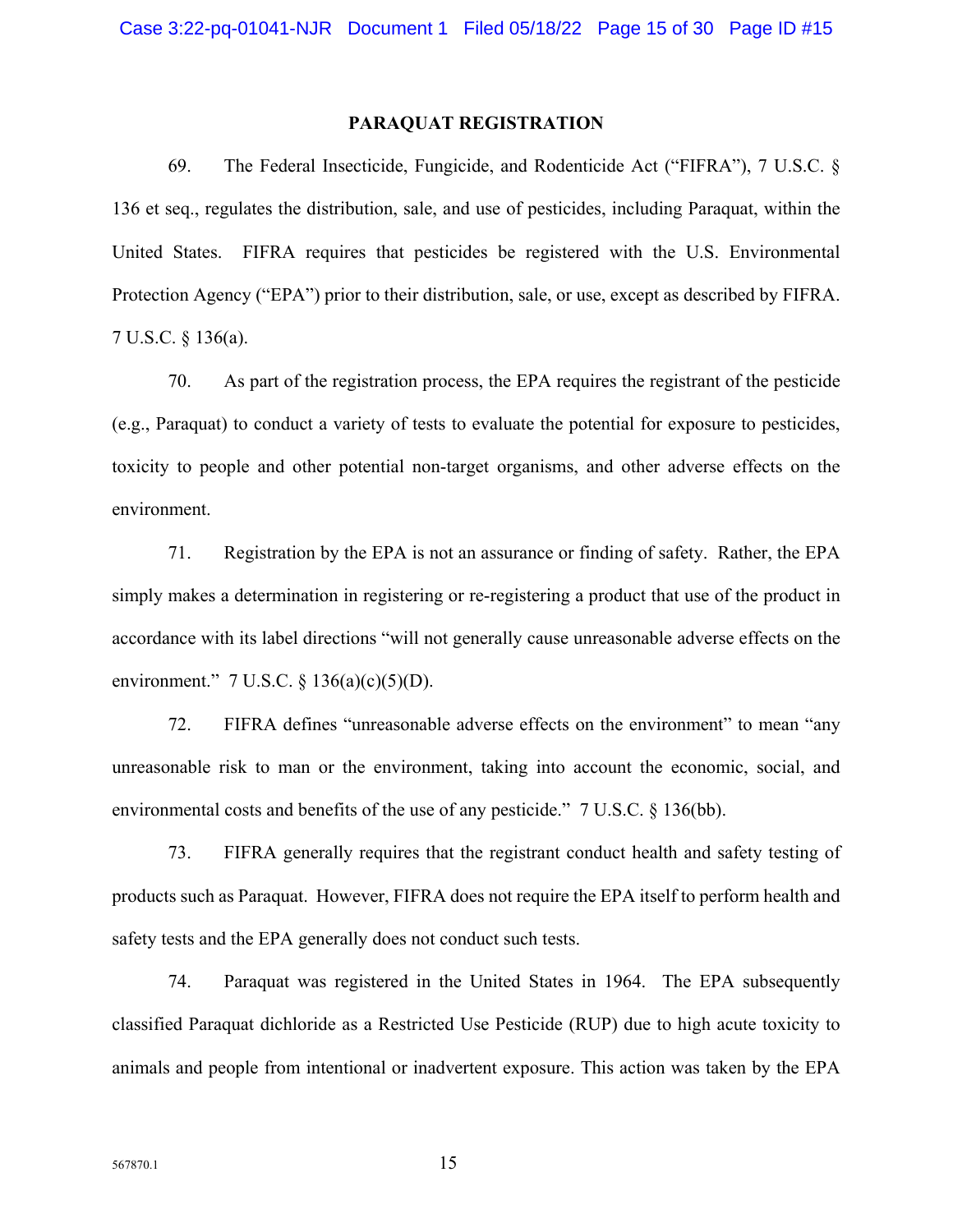**PARAQUAT REGISTRATION**

69. The Federal Insecticide, Fungicide, and Rodenticide Act ("FIFRA"), 7 U.S.C. § 136 et seq., regulates the distribution, sale, and use of pesticides, including Paraquat, within the United States. FIFRA requires that pesticides be registered with the U.S. Environmental Protection Agency ("EPA") prior to their distribution, sale, or use, except as described by FIFRA. 7 U.S.C. § 136(a).

70. As part of the registration process, the EPA requires the registrant of the pesticide (e.g., Paraquat) to conduct a variety of tests to evaluate the potential for exposure to pesticides, toxicity to people and other potential non-target organisms, and other adverse effects on the environment.

71. Registration by the EPA is not an assurance or finding of safety. Rather, the EPA simply makes a determination in registering or re-registering a product that use of the product in accordance with its label directions "will not generally cause unreasonable adverse effects on the environment." 7 U.S.C. § 136(a)(c)(5)(D).

72. FIFRA defines "unreasonable adverse effects on the environment" to mean "any unreasonable risk to man or the environment, taking into account the economic, social, and environmental costs and benefits of the use of any pesticide." 7 U.S.C. § 136(bb).

73. FIFRA generally requires that the registrant conduct health and safety testing of products such as Paraquat. However, FIFRA does not require the EPA itself to perform health and safety tests and the EPA generally does not conduct such tests.

74. Paraquat was registered in the United States in 1964. The EPA subsequently classified Paraquat dichloride as a Restricted Use Pesticide (RUP) due to high acute toxicity to animals and people from intentional or inadvertent exposure. This action was taken by the EPA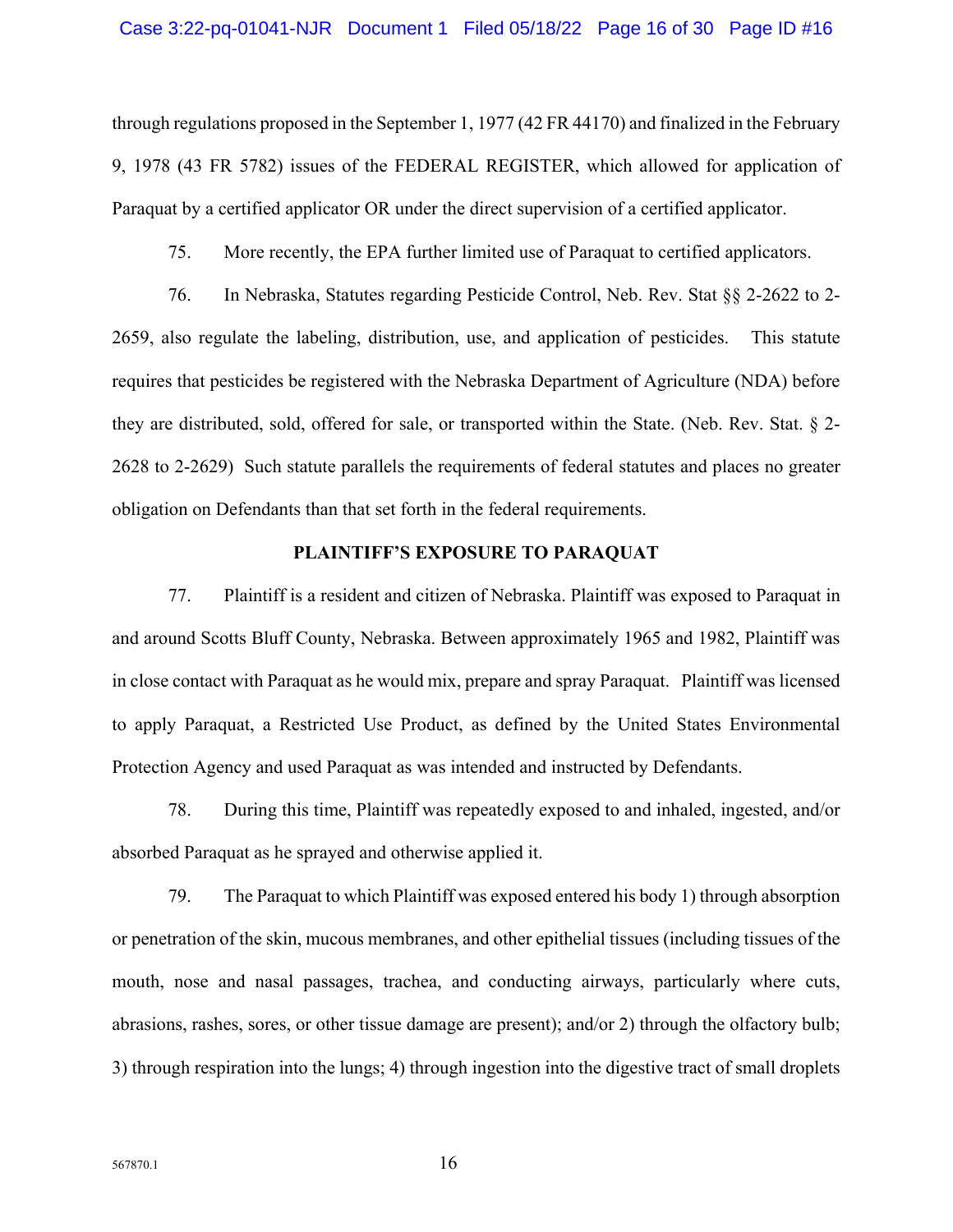through regulations proposed in the September 1, 1977 (42 FR 44170) and finalized in the February 9, 1978 (43 FR 5782) issues of the FEDERAL REGISTER, which allowed for application of Paraquat by a certified applicator OR under the direct supervision of a certified applicator.

75. More recently, the EPA further limited use of Paraquat to certified applicators.

76. In Nebraska, Statutes regarding Pesticide Control, Neb. Rev. Stat §§ 2-2622 to 2-2659, also regulate the labeling, distribution, use, and application of pesticides. This statute requires that pesticides be registered with the Nebraska Department of Agriculture (NDA) before they are distributed, sold, offered for sale, or transported within the State. (Neb. Rev. Stat. § 2-2628 to 2-2629) Such statute parallels the requirements of federal statutes and places no greater obligation on Defendants than that set forth in the federal requirements.

## PLAINTIFF'S EXPOSURE TO PARAQUAT

77. Plaintiff is a resident and citizen of Nebraska. Plaintiff was exposed to Paraquat in and around Scotts Bluff County, Nebraska. Between approximately 1965 and 1982, Plaintiff was in close contact with Paraquat as he would mix, prepare and spray Paraquat. Plaintiff was licensed to apply Paraquat, a Restricted Use Product, as defined by the United States Environmental Protection Agency and used Paraquat as was intended and instructed by Defendants.

78. During this time, Plaintiff was repeatedly exposed to and inhaled, ingested, and/or absorbed Paraquat as he sprayed and otherwise applied it.

79. The Paraquat to which Plaintiff was exposed entered his body 1) through absorption or penetration of the skin, mucous membranes, and other epithelial tissues (including tissues of the mouth, nose and nasal passages, trachea, and conducting airways, particularly where cuts, abrasions, rashes, sores, or other tissue damage are present); and/or 2) through the olfactory bulb; 3) through respiration into the lungs; 4) through ingestion into the digestive tract of small droplets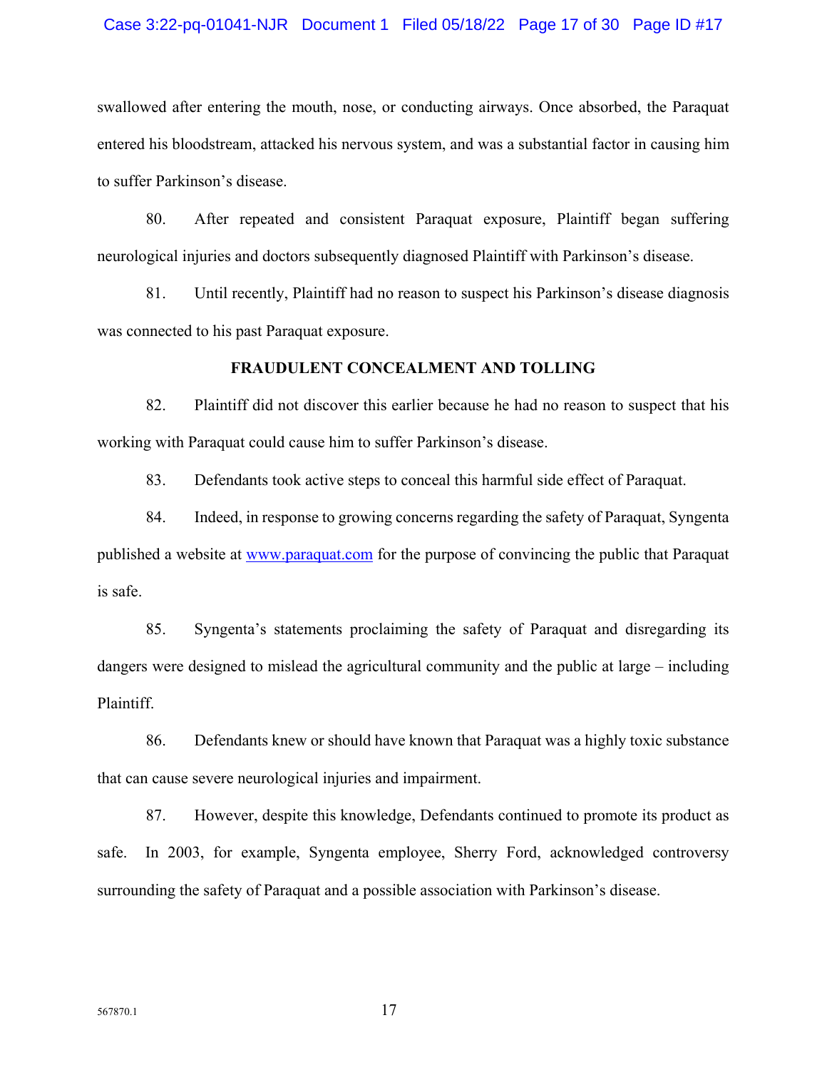swallowed after entering the mouth, nose, or conducting airways. Once absorbed, the Paraquat entered his bloodstream, attacked his nervous system, and was a substantial factor in causing him to suffer Parkinson's disease.

80. After repeated and consistent Paraquat exposure, Plaintiff began suffering neurological injuries and doctors subsequently diagnosed Plaintiff with Parkinson's disease.

81. Until recently, Plaintiff had no reason to suspect his Parkinson's disease diagnosis was connected to his past Paraquat exposure.

## FRAUDULENT CONCEALMENT AND TOLLING

82. Plaintiff did not discover this earlier because he had no reason to suspect that his working with Paraquat could cause him to suffer Parkinson's disease.

83. Defendants took active steps to conceal this harmful side effect of Paraquat.

84. Indeed, in response to growing concerns regarding the safety of Paraquat, Syngenta published a website at www.paraquat.com for the purpose of convincing the public that Paraquat is safe.

85. Syngenta's statements proclaiming the safety of Paraquat and disregarding its dangers were designed to mislead the agricultural community and the public at large – including Plaintiff.

86. Defendants knew or should have known that Paraquat was a highly toxic substance that can cause severe neurological injuries and impairment.

87. However, despite this knowledge, Defendants continued to promote its product as safe. In 2003, for example, Syngenta employee, Sherry Ford, acknowledged controversy surrounding the safety of Paraquat and a possible association with Parkinson's disease.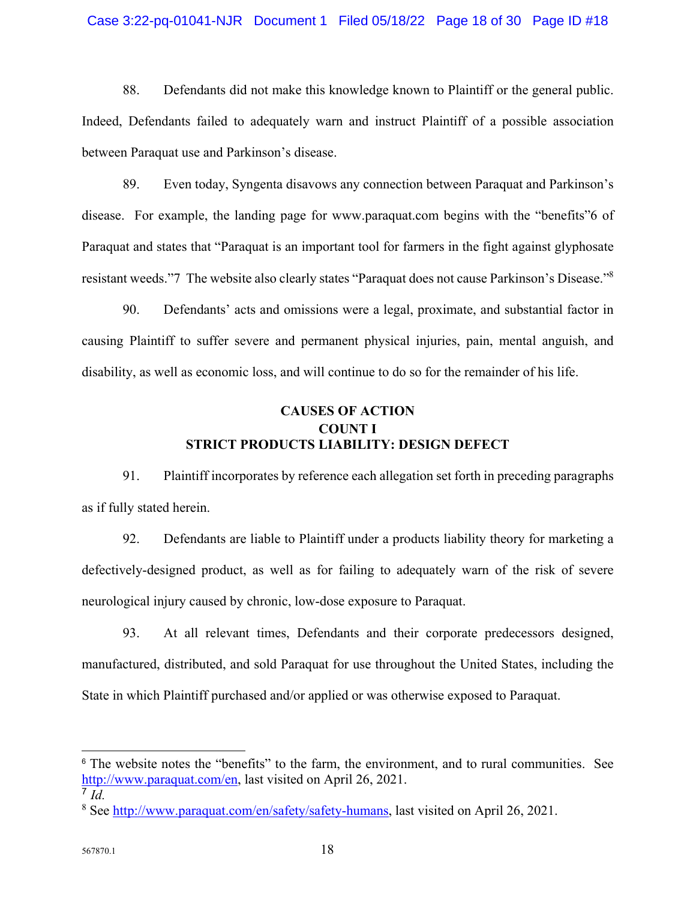88. Defendants did not make this knowledge known to Plaintiff or the general public. Indeed, Defendants failed to adequately warn and instruct Plaintiff of a possible association between Paraquat use and Parkinson's disease.

89. Even today, Syngenta disavows any connection between Paraquat and Parkinson's disease. For example, the landing page for www.paraquat.com begins with the "benefits"6 of Paraquat and states that "Paraquat is an important tool for farmers in the fight against glyphosate resistant weeds."7 The website also clearly states "Paraquat does not cause Parkinson's Disease."[8]

90. Defendants' acts and omissions were a legal, proximate, and substantial factor in causing Plaintiff to suffer severe and permanent physical injuries, pain, mental anguish, and disability, as well as economic loss, and will continue to do so for the remainder of his life.

## CAUSES OF ACTION
## COUNT I
## STRICT PRODUCTS LIABILITY: DESIGN DEFECT

91. Plaintiff incorporates by reference each allegation set forth in preceding paragraphs as if fully stated herein.

92. Defendants are liable to Plaintiff under a products liability theory for marketing a defectively-designed product, as well as for failing to adequately warn of the risk of severe neurological injury caused by chronic, low-dose exposure to Paraquat.

93. At all relevant times, Defendants and their corporate predecessors designed, manufactured, distributed, and sold Paraquat for use throughout the United States, including the State in which Plaintiff purchased and/or applied or was otherwise exposed to Paraquat.

---

[6] The website notes the "benefits" to the farm, the environment, and to rural communities. See http://www.paraquat.com/en, last visited on April 26, 2021.

[7] *Id.*

[8] See http://www.paraquat.com/en/safety/safety-humans, last visited on April 26, 2021.

567870.1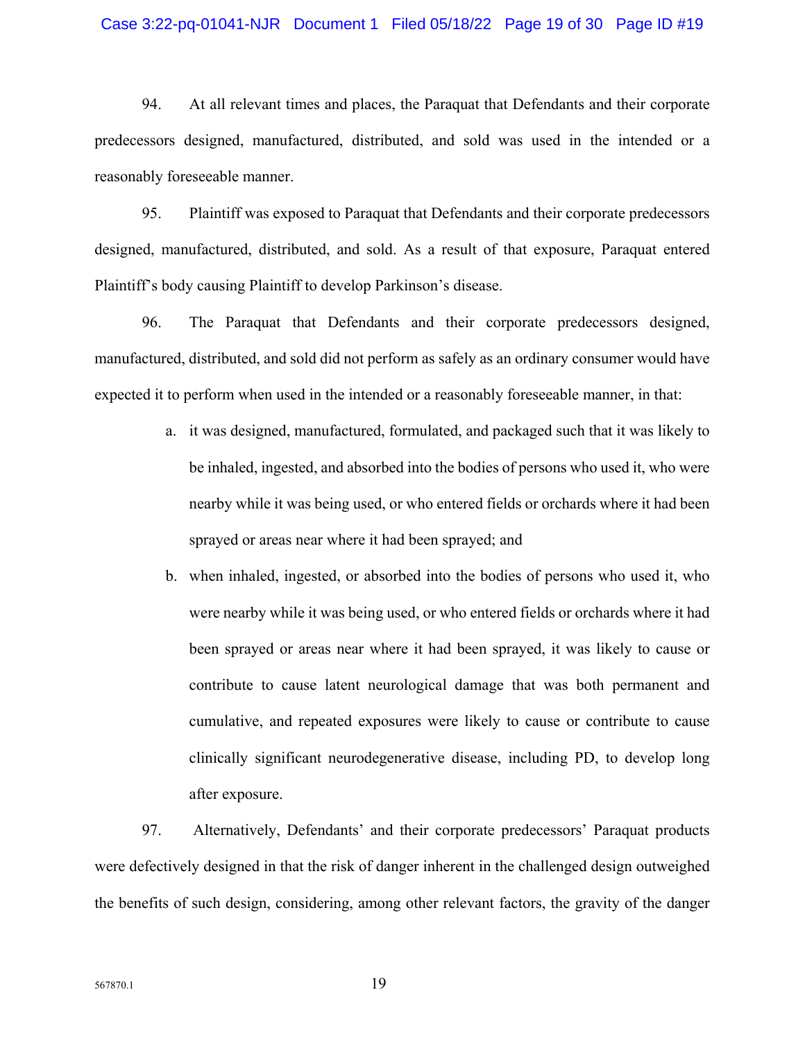94. At all relevant times and places, the Paraquat that Defendants and their corporate predecessors designed, manufactured, distributed, and sold was used in the intended or a reasonably foreseeable manner.

95. Plaintiff was exposed to Paraquat that Defendants and their corporate predecessors designed, manufactured, distributed, and sold. As a result of that exposure, Paraquat entered Plaintiff's body causing Plaintiff to develop Parkinson's disease.

96. The Paraquat that Defendants and their corporate predecessors designed, manufactured, distributed, and sold did not perform as safely as an ordinary consumer would have expected it to perform when used in the intended or a reasonably foreseeable manner, in that:

a. it was designed, manufactured, formulated, and packaged such that it was likely to be inhaled, ingested, and absorbed into the bodies of persons who used it, who were nearby while it was being used, or who entered fields or orchards where it had been sprayed or areas near where it had been sprayed; and

b. when inhaled, ingested, or absorbed into the bodies of persons who used it, who were nearby while it was being used, or who entered fields or orchards where it had been sprayed or areas near where it had been sprayed, it was likely to cause or contribute to cause latent neurological damage that was both permanent and cumulative, and repeated exposures were likely to cause or contribute to cause clinically significant neurodegenerative disease, including PD, to develop long after exposure.

97. Alternatively, Defendants' and their corporate predecessors' Paraquat products were defectively designed in that the risk of danger inherent in the challenged design outweighed the benefits of such design, considering, among other relevant factors, the gravity of the danger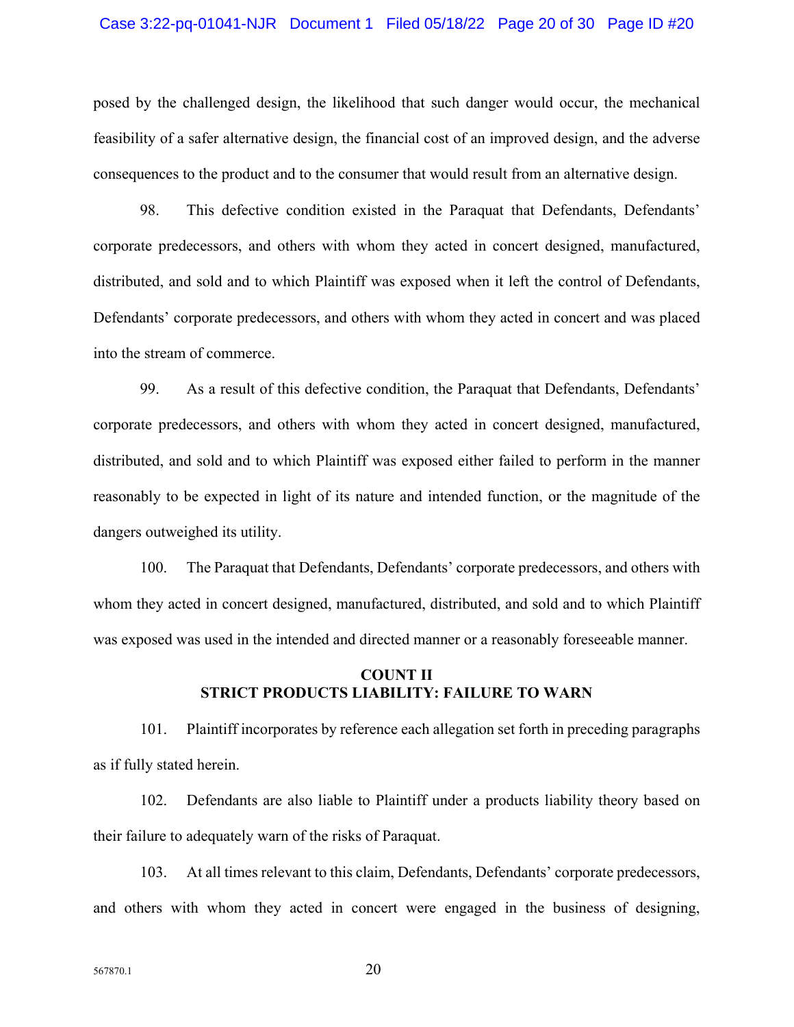posed by the challenged design, the likelihood that such danger would occur, the mechanical feasibility of a safer alternative design, the financial cost of an improved design, and the adverse consequences to the product and to the consumer that would result from an alternative design.

98. This defective condition existed in the Paraquat that Defendants, Defendants' corporate predecessors, and others with whom they acted in concert designed, manufactured, distributed, and sold and to which Plaintiff was exposed when it left the control of Defendants, Defendants' corporate predecessors, and others with whom they acted in concert and was placed into the stream of commerce.

99. As a result of this defective condition, the Paraquat that Defendants, Defendants' corporate predecessors, and others with whom they acted in concert designed, manufactured, distributed, and sold and to which Plaintiff was exposed either failed to perform in the manner reasonably to be expected in light of its nature and intended function, or the magnitude of the dangers outweighed its utility.

100. The Paraquat that Defendants, Defendants' corporate predecessors, and others with whom they acted in concert designed, manufactured, distributed, and sold and to which Plaintiff was exposed was used in the intended and directed manner or a reasonably foreseeable manner.

## COUNT II
## STRICT PRODUCTS LIABILITY: FAILURE TO WARN

101. Plaintiff incorporates by reference each allegation set forth in preceding paragraphs as if fully stated herein.

102. Defendants are also liable to Plaintiff under a products liability theory based on their failure to adequately warn of the risks of Paraquat.

103. At all times relevant to this claim, Defendants, Defendants' corporate predecessors, and others with whom they acted in concert were engaged in the business of designing,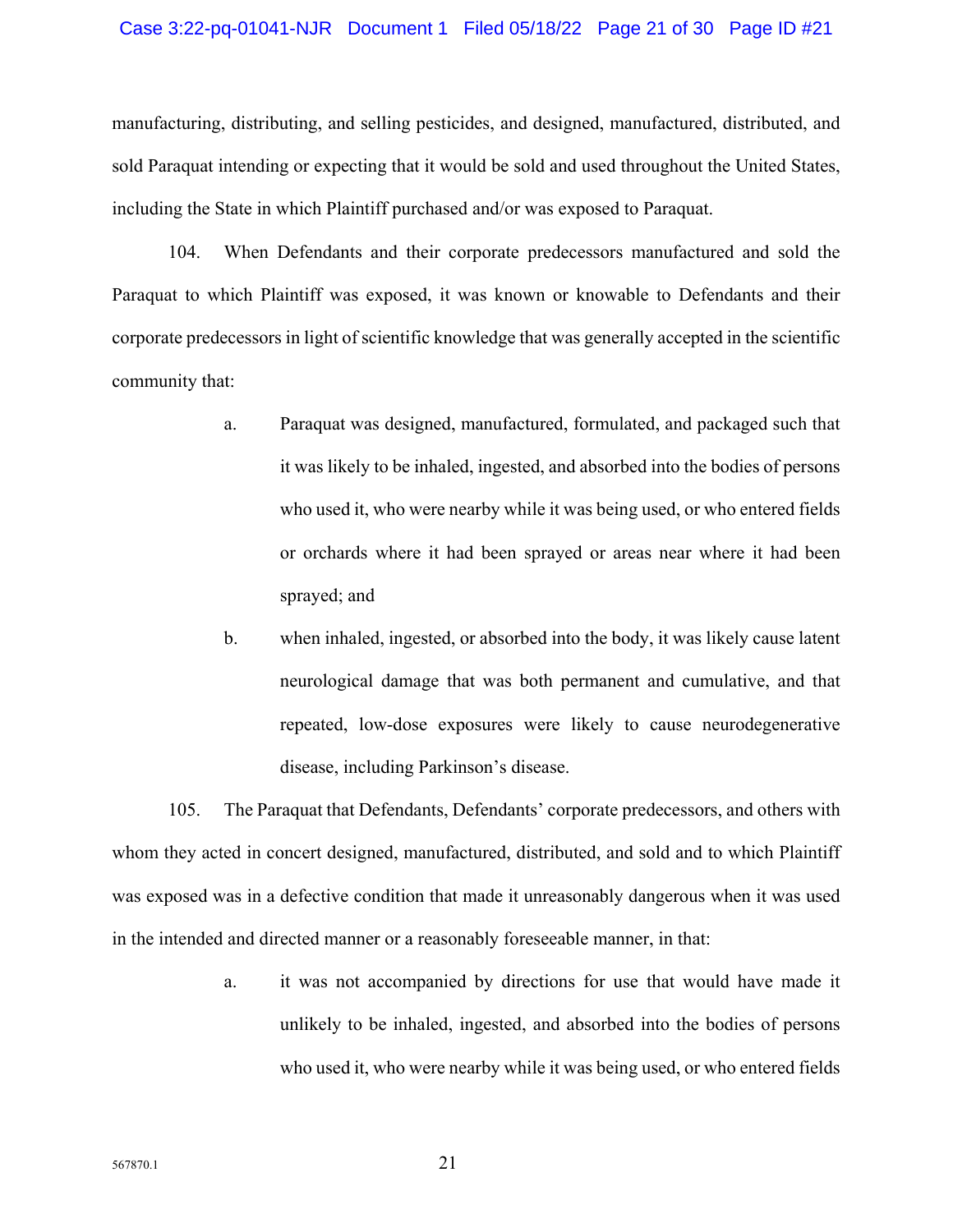manufacturing, distributing, and selling pesticides, and designed, manufactured, distributed, and sold Paraquat intending or expecting that it would be sold and used throughout the United States, including the State in which Plaintiff purchased and/or was exposed to Paraquat.

104. When Defendants and their corporate predecessors manufactured and sold the Paraquat to which Plaintiff was exposed, it was known or knowable to Defendants and their corporate predecessors in light of scientific knowledge that was generally accepted in the scientific community that:

a. Paraquat was designed, manufactured, formulated, and packaged such that it was likely to be inhaled, ingested, and absorbed into the bodies of persons who used it, who were nearby while it was being used, or who entered fields or orchards where it had been sprayed or areas near where it had been sprayed; and

b. when inhaled, ingested, or absorbed into the body, it was likely cause latent neurological damage that was both permanent and cumulative, and that repeated, low-dose exposures were likely to cause neurodegenerative disease, including Parkinson's disease.

105. The Paraquat that Defendants, Defendants' corporate predecessors, and others with whom they acted in concert designed, manufactured, distributed, and sold and to which Plaintiff was exposed was in a defective condition that made it unreasonably dangerous when it was used in the intended and directed manner or a reasonably foreseeable manner, in that:

a. it was not accompanied by directions for use that would have made it unlikely to be inhaled, ingested, and absorbed into the bodies of persons who used it, who were nearby while it was being used, or who entered fields

567870.1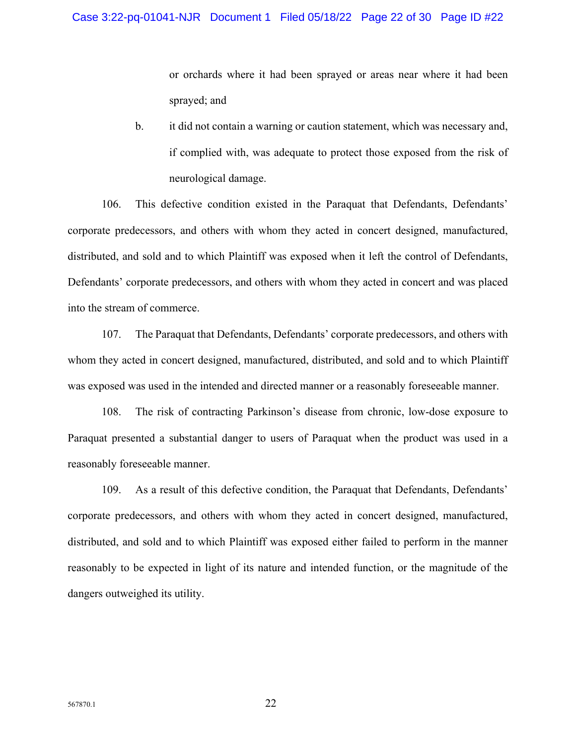or orchards where it had been sprayed or areas near where it had been sprayed; and

b. it did not contain a warning or caution statement, which was necessary and, if complied with, was adequate to protect those exposed from the risk of neurological damage.

106. This defective condition existed in the Paraquat that Defendants, Defendants' corporate predecessors, and others with whom they acted in concert designed, manufactured, distributed, and sold and to which Plaintiff was exposed when it left the control of Defendants, Defendants' corporate predecessors, and others with whom they acted in concert and was placed into the stream of commerce.

107. The Paraquat that Defendants, Defendants' corporate predecessors, and others with whom they acted in concert designed, manufactured, distributed, and sold and to which Plaintiff was exposed was used in the intended and directed manner or a reasonably foreseeable manner.

108. The risk of contracting Parkinson's disease from chronic, low-dose exposure to Paraquat presented a substantial danger to users of Paraquat when the product was used in a reasonably foreseeable manner.

109. As a result of this defective condition, the Paraquat that Defendants, Defendants' corporate predecessors, and others with whom they acted in concert designed, manufactured, distributed, and sold and to which Plaintiff was exposed either failed to perform in the manner reasonably to be expected in light of its nature and intended function, or the magnitude of the dangers outweighed its utility.

567870.1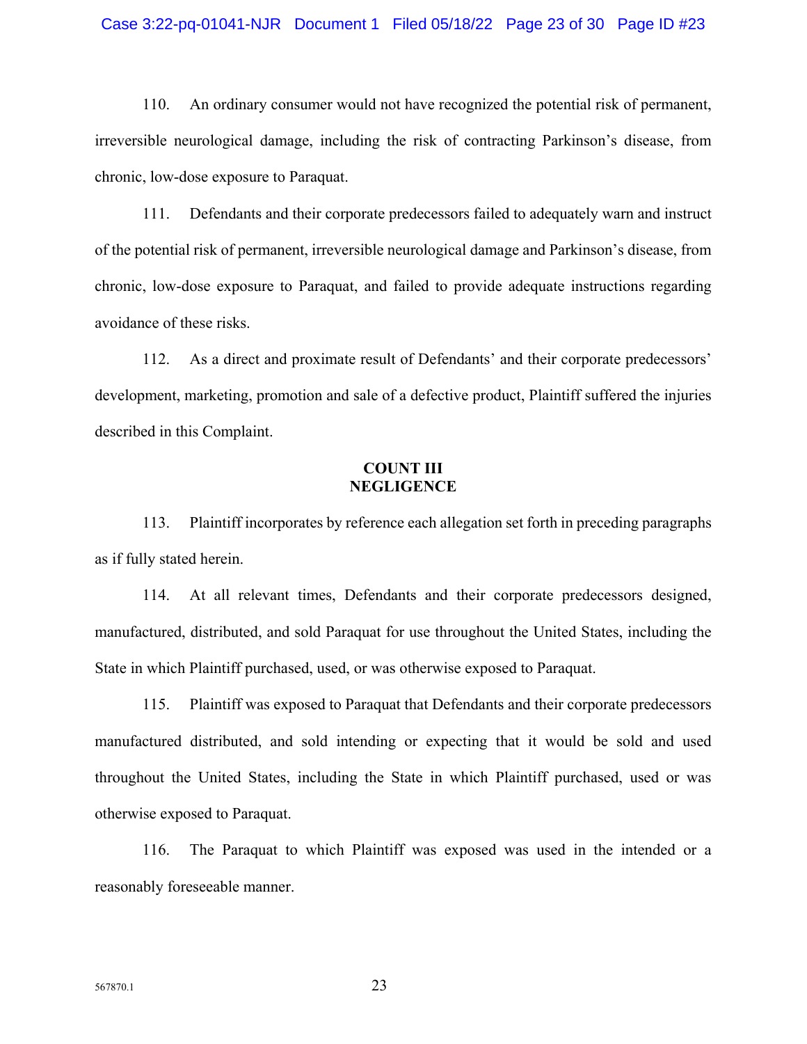110. An ordinary consumer would not have recognized the potential risk of permanent, irreversible neurological damage, including the risk of contracting Parkinson's disease, from chronic, low-dose exposure to Paraquat.

111. Defendants and their corporate predecessors failed to adequately warn and instruct of the potential risk of permanent, irreversible neurological damage and Parkinson's disease, from chronic, low-dose exposure to Paraquat, and failed to provide adequate instructions regarding avoidance of these risks.

112. As a direct and proximate result of Defendants' and their corporate predecessors' development, marketing, promotion and sale of a defective product, Plaintiff suffered the injuries described in this Complaint.

**COUNT III**
**NEGLIGENCE**

113. Plaintiff incorporates by reference each allegation set forth in preceding paragraphs as if fully stated herein.

114. At all relevant times, Defendants and their corporate predecessors designed, manufactured, distributed, and sold Paraquat for use throughout the United States, including the State in which Plaintiff purchased, used, or was otherwise exposed to Paraquat.

115. Plaintiff was exposed to Paraquat that Defendants and their corporate predecessors manufactured distributed, and sold intending or expecting that it would be sold and used throughout the United States, including the State in which Plaintiff purchased, used or was otherwise exposed to Paraquat.

116. The Paraquat to which Plaintiff was exposed was used in the intended or a reasonably foreseeable manner.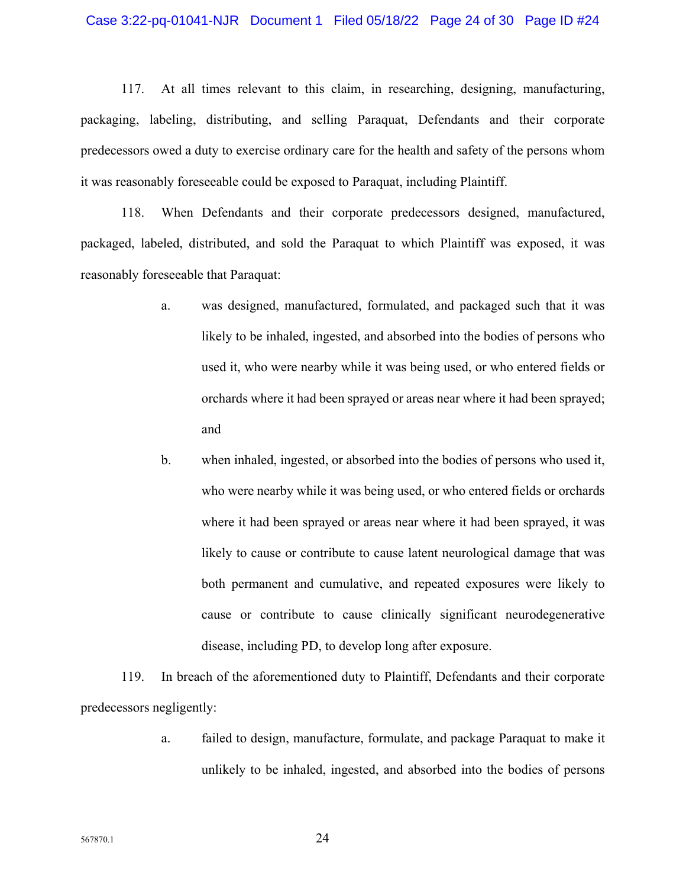117. At all times relevant to this claim, in researching, designing, manufacturing, packaging, labeling, distributing, and selling Paraquat, Defendants and their corporate predecessors owed a duty to exercise ordinary care for the health and safety of the persons whom it was reasonably foreseeable could be exposed to Paraquat, including Plaintiff.

118. When Defendants and their corporate predecessors designed, manufactured, packaged, labeled, distributed, and sold the Paraquat to which Plaintiff was exposed, it was reasonably foreseeable that Paraquat:

> a. was designed, manufactured, formulated, and packaged such that it was likely to be inhaled, ingested, and absorbed into the bodies of persons who used it, who were nearby while it was being used, or who entered fields or orchards where it had been sprayed or areas near where it had been sprayed; and
>
> b. when inhaled, ingested, or absorbed into the bodies of persons who used it, who were nearby while it was being used, or who entered fields or orchards where it had been sprayed or areas near where it had been sprayed, it was likely to cause or contribute to cause latent neurological damage that was both permanent and cumulative, and repeated exposures were likely to cause or contribute to cause clinically significant neurodegenerative disease, including PD, to develop long after exposure.

119. In breach of the aforementioned duty to Plaintiff, Defendants and their corporate predecessors negligently:

> a. failed to design, manufacture, formulate, and package Paraquat to make it unlikely to be inhaled, ingested, and absorbed into the bodies of persons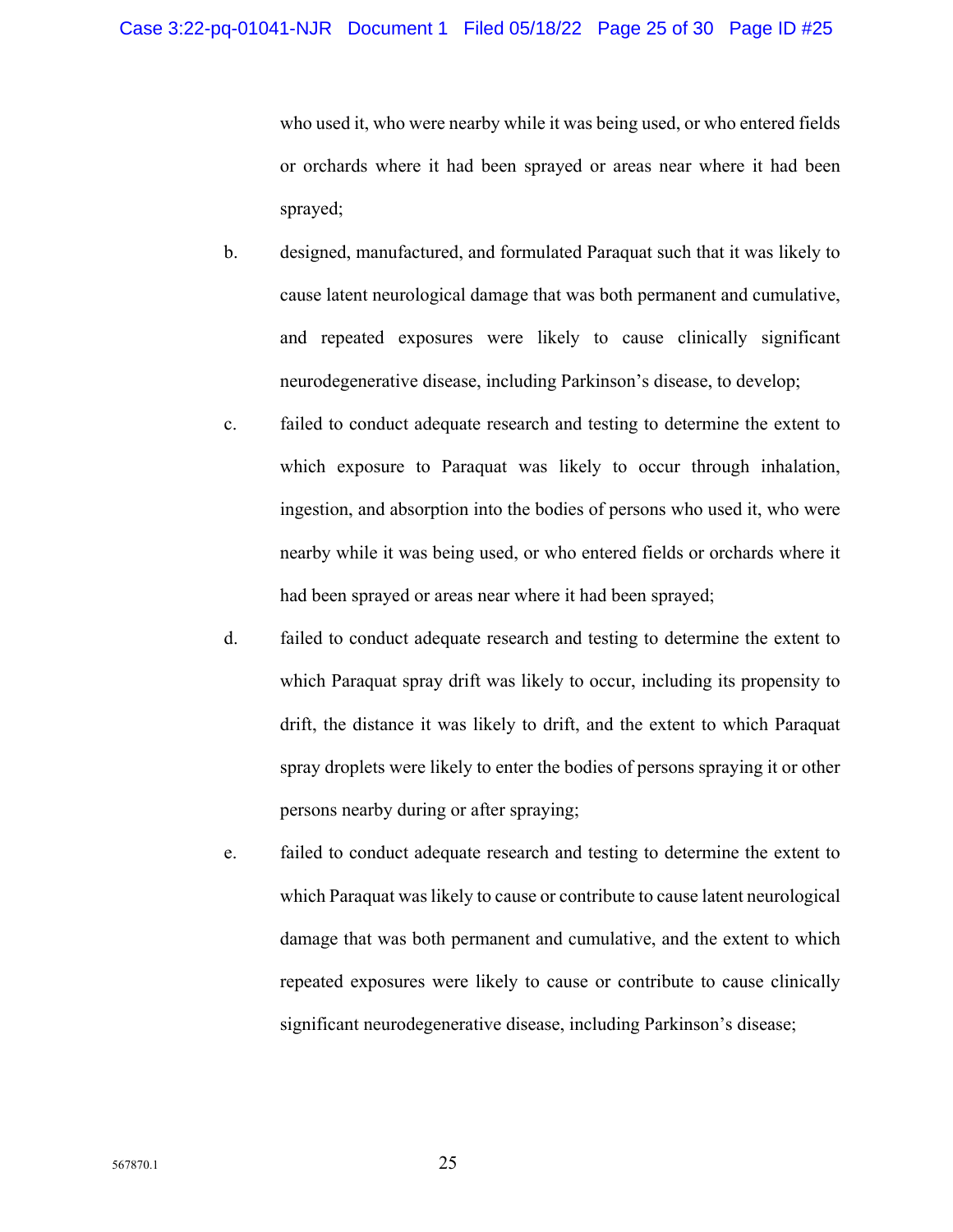who used it, who were nearby while it was being used, or who entered fields or orchards where it had been sprayed or areas near where it had been sprayed;

b. designed, manufactured, and formulated Paraquat such that it was likely to cause latent neurological damage that was both permanent and cumulative, and repeated exposures were likely to cause clinically significant neurodegenerative disease, including Parkinson's disease, to develop;

c. failed to conduct adequate research and testing to determine the extent to which exposure to Paraquat was likely to occur through inhalation, ingestion, and absorption into the bodies of persons who used it, who were nearby while it was being used, or who entered fields or orchards where it had been sprayed or areas near where it had been sprayed;

d. failed to conduct adequate research and testing to determine the extent to which Paraquat spray drift was likely to occur, including its propensity to drift, the distance it was likely to drift, and the extent to which Paraquat spray droplets were likely to enter the bodies of persons spraying it or other persons nearby during or after spraying;

e. failed to conduct adequate research and testing to determine the extent to which Paraquat was likely to cause or contribute to cause latent neurological damage that was both permanent and cumulative, and the extent to which repeated exposures were likely to cause or contribute to cause clinically significant neurodegenerative disease, including Parkinson's disease;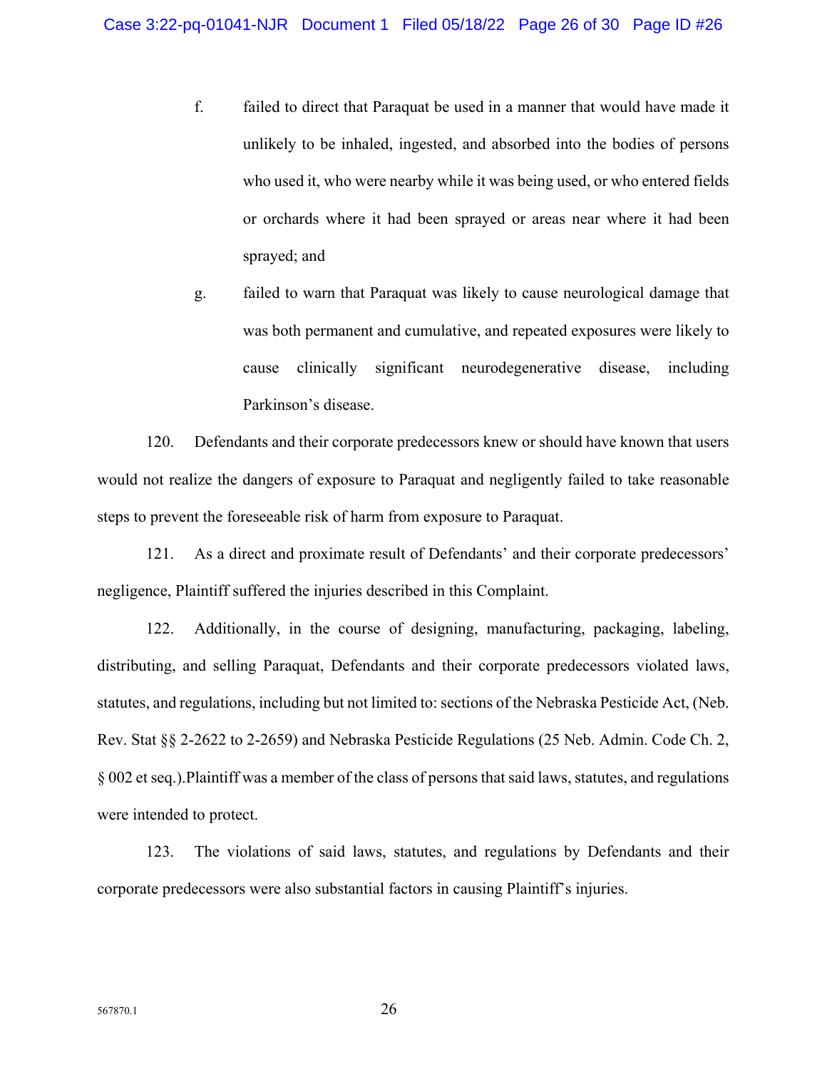f. failed to direct that Paraquat be used in a manner that would have made it unlikely to be inhaled, ingested, and absorbed into the bodies of persons who used it, who were nearby while it was being used, or who entered fields or orchards where it had been sprayed or areas near where it had been sprayed; and

g. failed to warn that Paraquat was likely to cause neurological damage that was both permanent and cumulative, and repeated exposures were likely to cause clinically significant neurodegenerative disease, including Parkinson's disease.

120. Defendants and their corporate predecessors knew or should have known that users would not realize the dangers of exposure to Paraquat and negligently failed to take reasonable steps to prevent the foreseeable risk of harm from exposure to Paraquat.

121. As a direct and proximate result of Defendants' and their corporate predecessors' negligence, Plaintiff suffered the injuries described in this Complaint.

122. Additionally, in the course of designing, manufacturing, packaging, labeling, distributing, and selling Paraquat, Defendants and their corporate predecessors violated laws, statutes, and regulations, including but not limited to: sections of the Nebraska Pesticide Act, (Neb. Rev. Stat §§ 2-2622 to 2-2659) and Nebraska Pesticide Regulations (25 Neb. Admin. Code Ch. 2, § 002 et seq.).Plaintiff was a member of the class of persons that said laws, statutes, and regulations were intended to protect.

123. The violations of said laws, statutes, and regulations by Defendants and their corporate predecessors were also substantial factors in causing Plaintiff's injuries.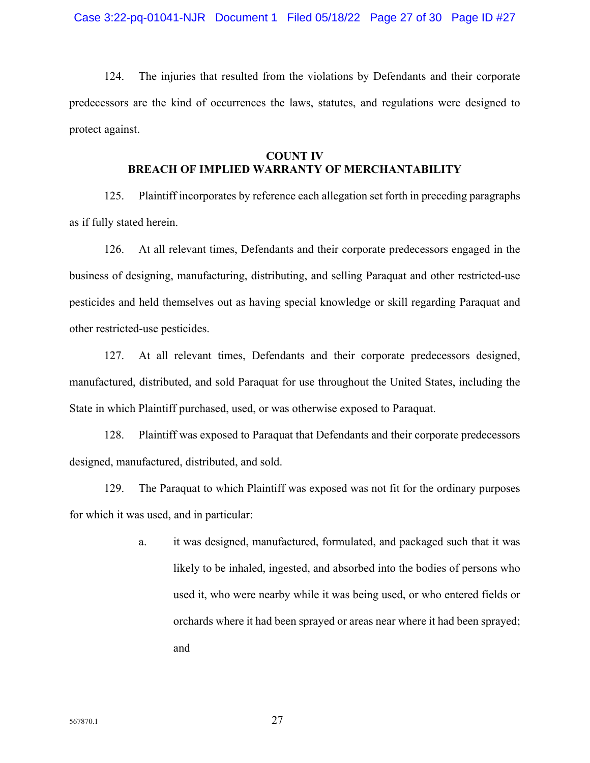124. The injuries that resulted from the violations by Defendants and their corporate predecessors are the kind of occurrences the laws, statutes, and regulations were designed to protect against.

**COUNT IV**
**BREACH OF IMPLIED WARRANTY OF MERCHANTABILITY**

125. Plaintiff incorporates by reference each allegation set forth in preceding paragraphs as if fully stated herein.

126. At all relevant times, Defendants and their corporate predecessors engaged in the business of designing, manufacturing, distributing, and selling Paraquat and other restricted-use pesticides and held themselves out as having special knowledge or skill regarding Paraquat and other restricted-use pesticides.

127. At all relevant times, Defendants and their corporate predecessors designed, manufactured, distributed, and sold Paraquat for use throughout the United States, including the State in which Plaintiff purchased, used, or was otherwise exposed to Paraquat.

128. Plaintiff was exposed to Paraquat that Defendants and their corporate predecessors designed, manufactured, distributed, and sold.

129. The Paraquat to which Plaintiff was exposed was not fit for the ordinary purposes for which it was used, and in particular:

a. it was designed, manufactured, formulated, and packaged such that it was likely to be inhaled, ingested, and absorbed into the bodies of persons who used it, who were nearby while it was being used, or who entered fields or orchards where it had been sprayed or areas near where it had been sprayed; and

567870.1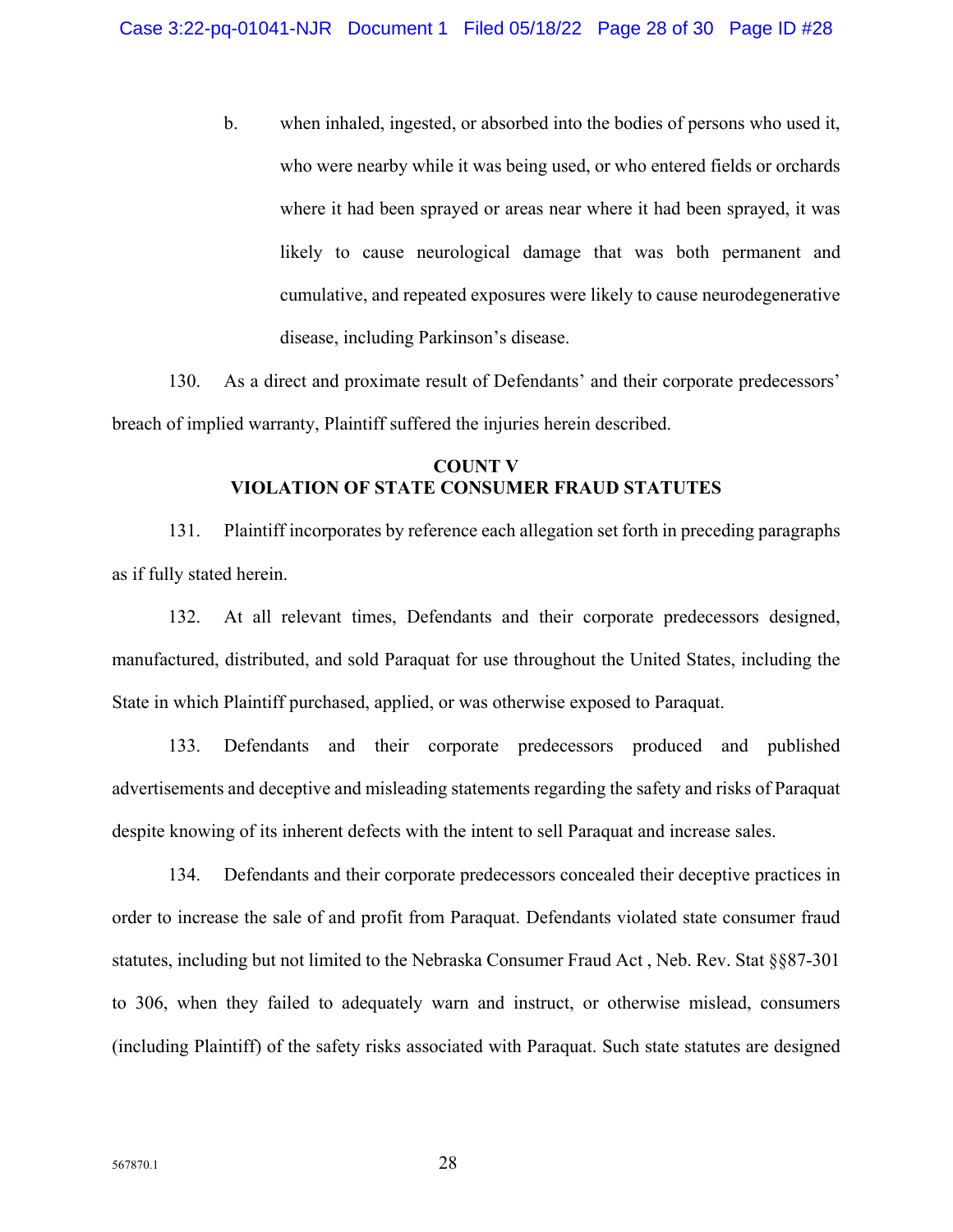b. when inhaled, ingested, or absorbed into the bodies of persons who used it, who were nearby while it was being used, or who entered fields or orchards where it had been sprayed or areas near where it had been sprayed, it was likely to cause neurological damage that was both permanent and cumulative, and repeated exposures were likely to cause neurodegenerative disease, including Parkinson's disease.

130. As a direct and proximate result of Defendants' and their corporate predecessors' breach of implied warranty, Plaintiff suffered the injuries herein described.

**COUNT V**
**VIOLATION OF STATE CONSUMER FRAUD STATUTES**

131. Plaintiff incorporates by reference each allegation set forth in preceding paragraphs as if fully stated herein.

132. At all relevant times, Defendants and their corporate predecessors designed, manufactured, distributed, and sold Paraquat for use throughout the United States, including the State in which Plaintiff purchased, applied, or was otherwise exposed to Paraquat.

133. Defendants and their corporate predecessors produced and published advertisements and deceptive and misleading statements regarding the safety and risks of Paraquat despite knowing of its inherent defects with the intent to sell Paraquat and increase sales.

134. Defendants and their corporate predecessors concealed their deceptive practices in order to increase the sale of and profit from Paraquat. Defendants violated state consumer fraud statutes, including but not limited to the Nebraska Consumer Fraud Act , Neb. Rev. Stat §§87-301 to 306, when they failed to adequately warn and instruct, or otherwise mislead, consumers (including Plaintiff) of the safety risks associated with Paraquat. Such state statutes are designed

567870.1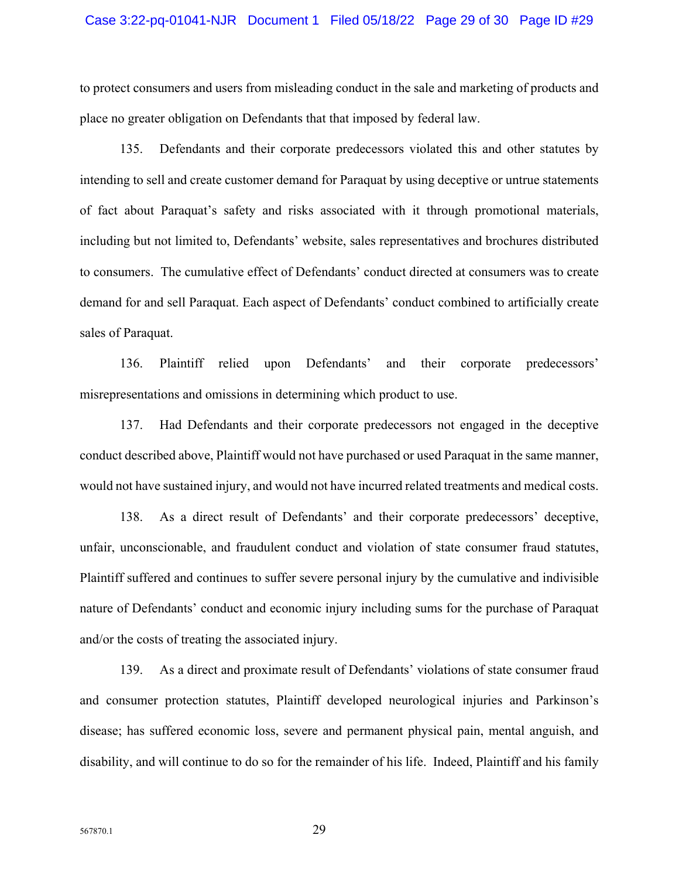to protect consumers and users from misleading conduct in the sale and marketing of products and place no greater obligation on Defendants that that imposed by federal law.

135. Defendants and their corporate predecessors violated this and other statutes by intending to sell and create customer demand for Paraquat by using deceptive or untrue statements of fact about Paraquat's safety and risks associated with it through promotional materials, including but not limited to, Defendants' website, sales representatives and brochures distributed to consumers. The cumulative effect of Defendants' conduct directed at consumers was to create demand for and sell Paraquat. Each aspect of Defendants' conduct combined to artificially create sales of Paraquat.

136. Plaintiff relied upon Defendants' and their corporate predecessors' misrepresentations and omissions in determining which product to use.

137. Had Defendants and their corporate predecessors not engaged in the deceptive conduct described above, Plaintiff would not have purchased or used Paraquat in the same manner, would not have sustained injury, and would not have incurred related treatments and medical costs.

138. As a direct result of Defendants' and their corporate predecessors' deceptive, unfair, unconscionable, and fraudulent conduct and violation of state consumer fraud statutes, Plaintiff suffered and continues to suffer severe personal injury by the cumulative and indivisible nature of Defendants' conduct and economic injury including sums for the purchase of Paraquat and/or the costs of treating the associated injury.

139. As a direct and proximate result of Defendants' violations of state consumer fraud and consumer protection statutes, Plaintiff developed neurological injuries and Parkinson's disease; has suffered economic loss, severe and permanent physical pain, mental anguish, and disability, and will continue to do so for the remainder of his life. Indeed, Plaintiff and his family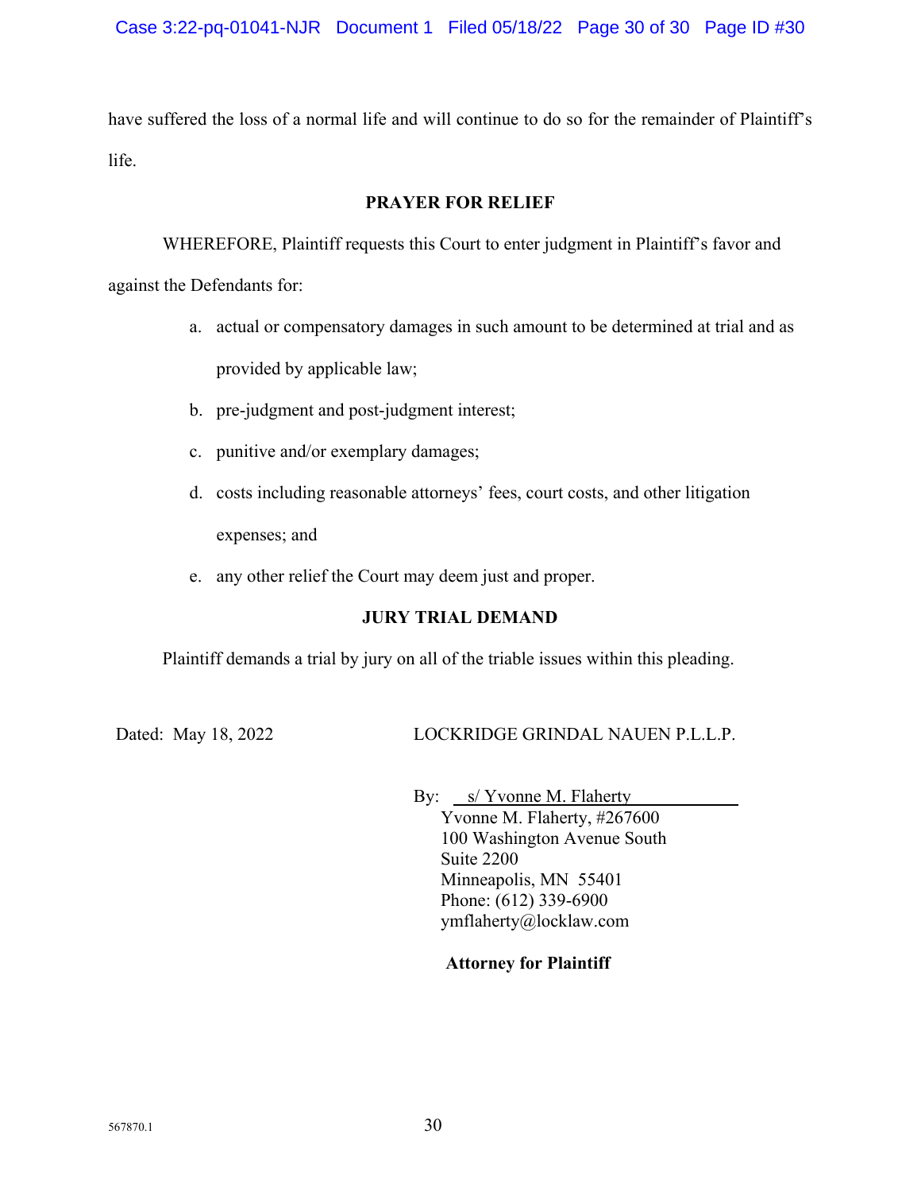have suffered the loss of a normal life and will continue to do so for the remainder of Plaintiff's life.

## PRAYER FOR RELIEF

WHEREFORE, Plaintiff requests this Court to enter judgment in Plaintiff's favor and against the Defendants for:

a. actual or compensatory damages in such amount to be determined at trial and as provided by applicable law;

b. pre-judgment and post-judgment interest;

c. punitive and/or exemplary damages;

d. costs including reasonable attorneys' fees, court costs, and other litigation expenses; and

e. any other relief the Court may deem just and proper.

## JURY TRIAL DEMAND

Plaintiff demands a trial by jury on all of the triable issues within this pleading.

Dated: May 18, 2022

LOCKRIDGE GRINDAL NAUEN P.L.L.P.

By: s/ Yvonne M. Flaherty
Yvonne M. Flaherty, #267600
100 Washington Avenue South
Suite 2200
Minneapolis, MN 55401
Phone: (612) 339-6900
ymflaherty@locklaw.com

**Attorney for Plaintiff**

567870.1